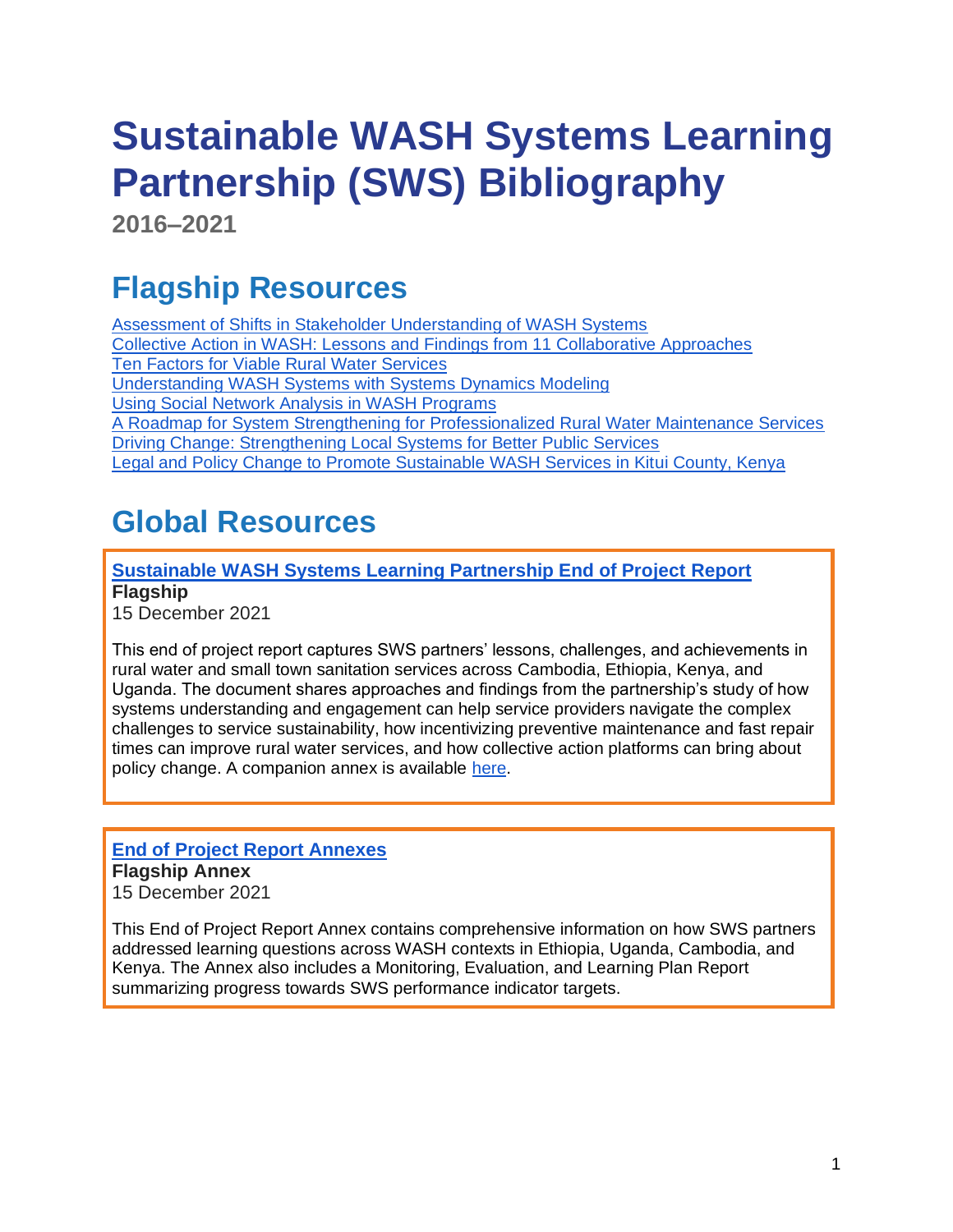# Sustainable WASH Systems Learning Partnership (SWS) Bibliography

**2016–2021**

## Flagship Resources

[Assessment of Shifts in Stakeholder Understanding of WASH Systems](#)
[Collective Action in WASH: Lessons and Findings from 11 Collaborative Approaches](#)
[Ten Factors for Viable Rural Water Services](#)
[Understanding WASH Systems with Systems Dynamics Modeling](#)
[Using Social Network Analysis in WASH Programs](#)
[A Roadmap for System Strengthening for Professionalized Rural Water Maintenance Services](#)
[Driving Change: Strengthening Local Systems for Better Public Services](#)
[Legal and Policy Change to Promote Sustainable WASH Services in Kitui County, Kenya](#)

## Global Resources

**Sustainable WASH Systems Learning Partnership End of Project Report**
**Flagship**
15 December 2021

This end of project report captures SWS partners' lessons, challenges, and achievements in rural water and small town sanitation services across Cambodia, Ethiopia, Kenya, and Uganda. The document shares approaches and findings from the partnership's study of how systems understanding and engagement can help service providers navigate the complex challenges to service sustainability, how incentivizing preventive maintenance and fast repair times can improve rural water services, and how collective action platforms can bring about policy change. A companion annex is available here.

**End of Project Report Annexes**
**Flagship Annex**
15 December 2021

This End of Project Report Annex contains comprehensive information on how SWS partners addressed learning questions across WASH contexts in Ethiopia, Uganda, Cambodia, and Kenya. The Annex also includes a Monitoring, Evaluation, and Learning Plan Report summarizing progress towards SWS performance indicator targets.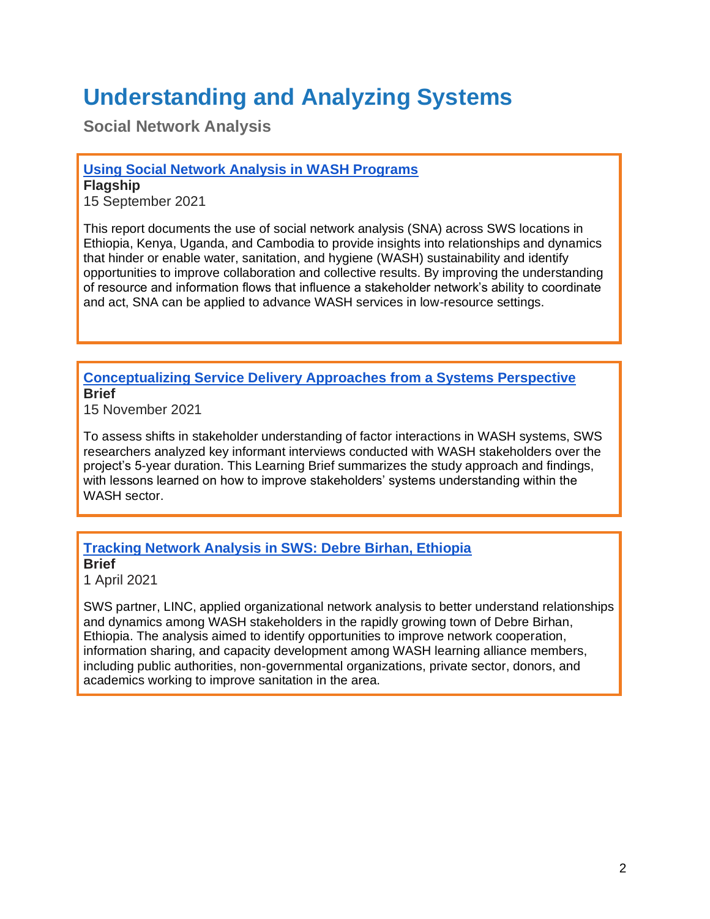# Understanding and Analyzing Systems

## Social Network Analysis

### Using Social Network Analysis in WASH Programs

**Flagship**

15 September 2021

This report documents the use of social network analysis (SNA) across SWS locations in Ethiopia, Kenya, Uganda, and Cambodia to provide insights into relationships and dynamics that hinder or enable water, sanitation, and hygiene (WASH) sustainability and identify opportunities to improve collaboration and collective results. By improving the understanding of resource and information flows that influence a stakeholder network's ability to coordinate and act, SNA can be applied to advance WASH services in low-resource settings.

### Conceptualizing Service Delivery Approaches from a Systems Perspective

**Brief**

15 November 2021

To assess shifts in stakeholder understanding of factor interactions in WASH systems, SWS researchers analyzed key informant interviews conducted with WASH stakeholders over the project's 5-year duration. This Learning Brief summarizes the study approach and findings, with lessons learned on how to improve stakeholders' systems understanding within the WASH sector.

### Tracking Network Analysis in SWS: Debre Birhan, Ethiopia

**Brief**

1 April 2021

SWS partner, LINC, applied organizational network analysis to better understand relationships and dynamics among WASH stakeholders in the rapidly growing town of Debre Birhan, Ethiopia. The analysis aimed to identify opportunities to improve network cooperation, information sharing, and capacity development among WASH learning alliance members, including public authorities, non-governmental organizations, private sector, donors, and academics working to improve sanitation in the area.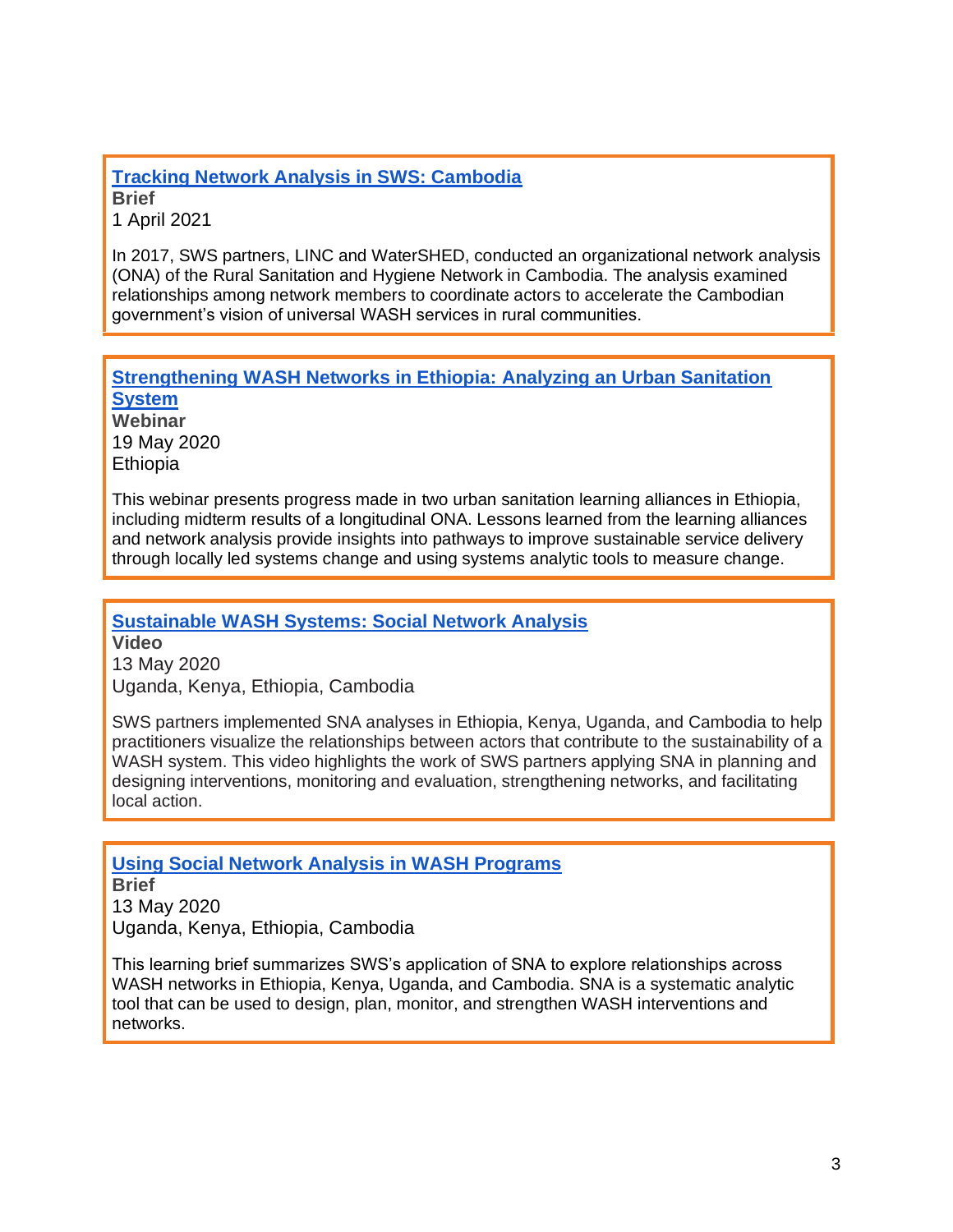### [Tracking Network Analysis in SWS: Cambodia]

**Brief**
1 April 2021

In 2017, SWS partners, LINC and WaterSHED, conducted an organizational network analysis (ONA) of the Rural Sanitation and Hygiene Network in Cambodia. The analysis examined relationships among network members to coordinate actors to accelerate the Cambodian government's vision of universal WASH services in rural communities.

### [Strengthening WASH Networks in Ethiopia: Analyzing an Urban Sanitation System]

**Webinar**
19 May 2020
Ethiopia

This webinar presents progress made in two urban sanitation learning alliances in Ethiopia, including midterm results of a longitudinal ONA. Lessons learned from the learning alliances and network analysis provide insights into pathways to improve sustainable service delivery through locally led systems change and using systems analytic tools to measure change.

### [Sustainable WASH Systems: Social Network Analysis]

**Video**
13 May 2020
Uganda, Kenya, Ethiopia, Cambodia

SWS partners implemented SNA analyses in Ethiopia, Kenya, Uganda, and Cambodia to help practitioners visualize the relationships between actors that contribute to the sustainability of a WASH system. This video highlights the work of SWS partners applying SNA in planning and designing interventions, monitoring and evaluation, strengthening networks, and facilitating local action.

### [Using Social Network Analysis in WASH Programs]

**Brief**
13 May 2020
Uganda, Kenya, Ethiopia, Cambodia

This learning brief summarizes SWS's application of SNA to explore relationships across WASH networks in Ethiopia, Kenya, Uganda, and Cambodia. SNA is a systematic analytic tool that can be used to design, plan, monitor, and strengthen WASH interventions and networks.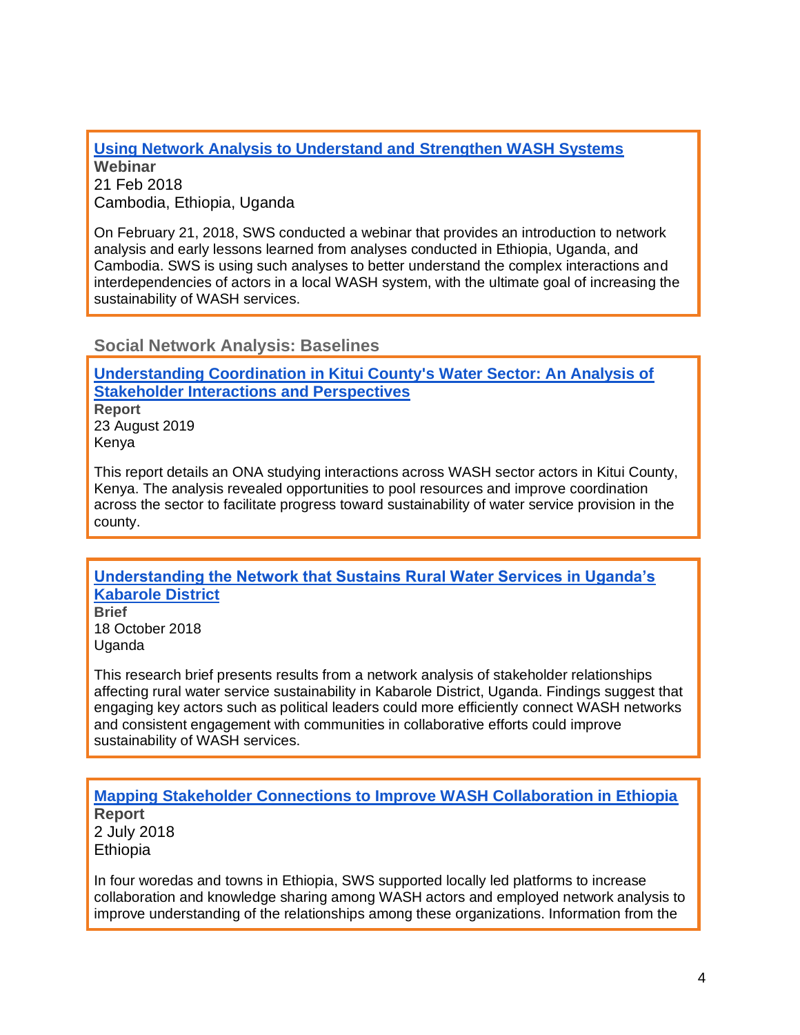**[Using Network Analysis to Understand and Strengthen WASH Systems]**
**Webinar**
21 Feb 2018
Cambodia, Ethiopia, Uganda

On February 21, 2018, SWS conducted a webinar that provides an introduction to network analysis and early lessons learned from analyses conducted in Ethiopia, Uganda, and Cambodia. SWS is using such analyses to better understand the complex interactions and interdependencies of actors in a local WASH system, with the ultimate goal of increasing the sustainability of WASH services.

### Social Network Analysis: Baselines

**[Understanding Coordination in Kitui County's Water Sector: An Analysis of Stakeholder Interactions and Perspectives]**
**Report**
23 August 2019
Kenya

This report details an ONA studying interactions across WASH sector actors in Kitui County, Kenya. The analysis revealed opportunities to pool resources and improve coordination across the sector to facilitate progress toward sustainability of water service provision in the county.

**[Understanding the Network that Sustains Rural Water Services in Uganda's Kabarole District]**
**Brief**
18 October 2018
Uganda

This research brief presents results from a network analysis of stakeholder relationships affecting rural water service sustainability in Kabarole District, Uganda. Findings suggest that engaging key actors such as political leaders could more efficiently connect WASH networks and consistent engagement with communities in collaborative efforts could improve sustainability of WASH services.

**[Mapping Stakeholder Connections to Improve WASH Collaboration in Ethiopia]**
**Report**
2 July 2018
Ethiopia

In four woredas and towns in Ethiopia, SWS supported locally led platforms to increase collaboration and knowledge sharing among WASH actors and employed network analysis to improve understanding of the relationships among these organizations. Information from the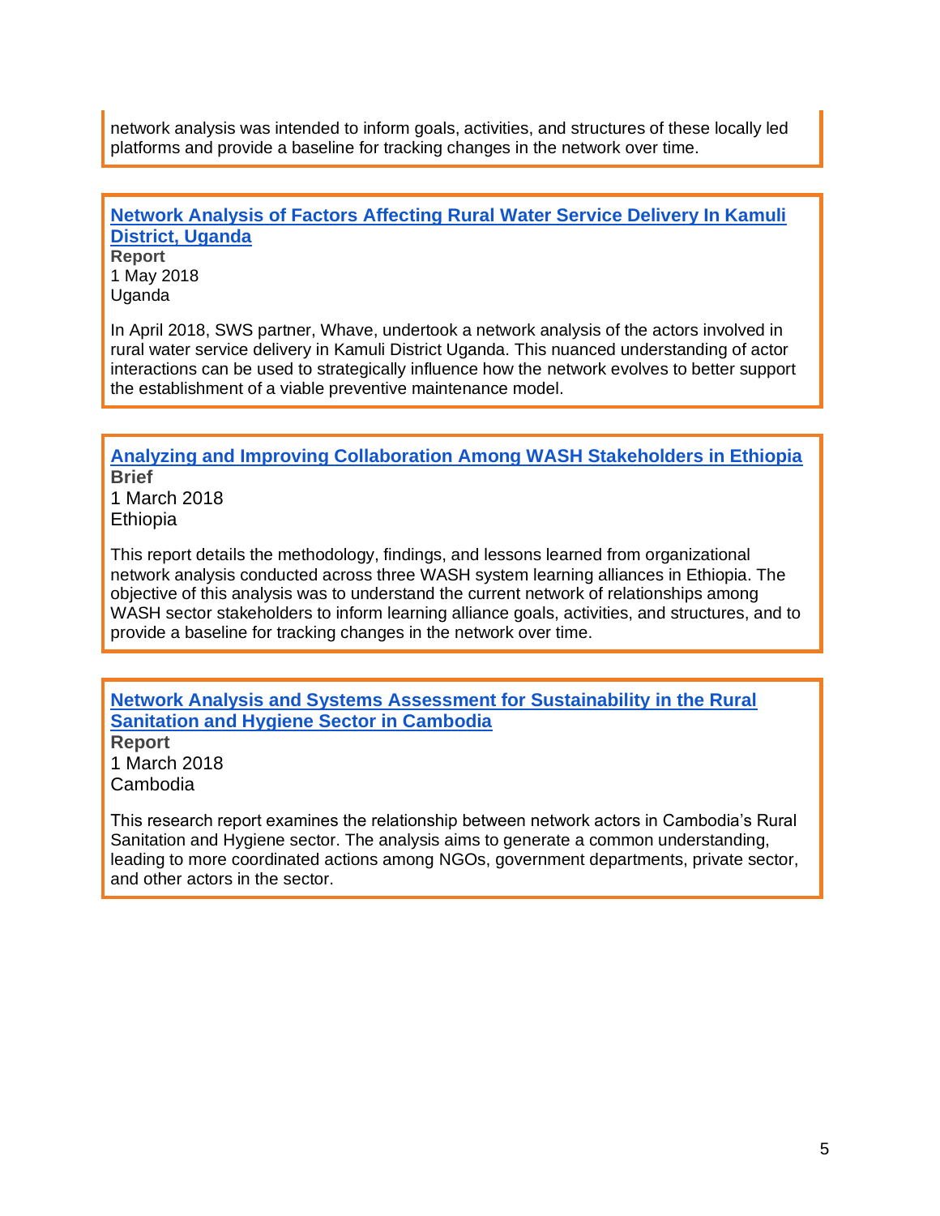network analysis was intended to inform goals, activities, and structures of these locally led platforms and provide a baseline for tracking changes in the network over time.

### [Network Analysis of Factors Affecting Rural Water Service Delivery In Kamuli District, Uganda]

**Report**
1 May 2018
Uganda

In April 2018, SWS partner, Whave, undertook a network analysis of the actors involved in rural water service delivery in Kamuli District Uganda. This nuanced understanding of actor interactions can be used to strategically influence how the network evolves to better support the establishment of a viable preventive maintenance model.

### [Analyzing and Improving Collaboration Among WASH Stakeholders in Ethiopia]

**Brief**
1 March 2018
Ethiopia

This report details the methodology, findings, and lessons learned from organizational network analysis conducted across three WASH system learning alliances in Ethiopia. The objective of this analysis was to understand the current network of relationships among WASH sector stakeholders to inform learning alliance goals, activities, and structures, and to provide a baseline for tracking changes in the network over time.

### [Network Analysis and Systems Assessment for Sustainability in the Rural Sanitation and Hygiene Sector in Cambodia]

**Report**
1 March 2018
Cambodia

This research report examines the relationship between network actors in Cambodia's Rural Sanitation and Hygiene sector. The analysis aims to generate a common understanding, leading to more coordinated actions among NGOs, government departments, private sector, and other actors in the sector.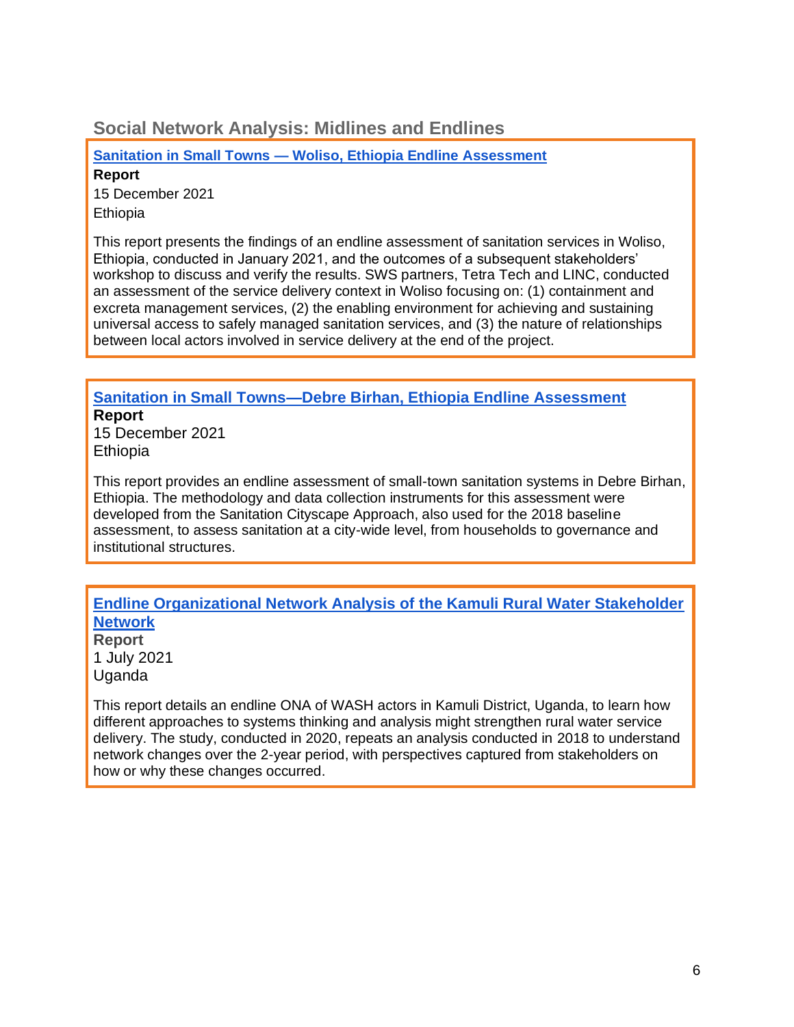## Social Network Analysis: Midlines and Endlines

### Sanitation in Small Towns — Woliso, Ethiopia Endline Assessment

**Report**
15 December 2021
Ethiopia

This report presents the findings of an endline assessment of sanitation services in Woliso, Ethiopia, conducted in January 2021, and the outcomes of a subsequent stakeholders' workshop to discuss and verify the results. SWS partners, Tetra Tech and LINC, conducted an assessment of the service delivery context in Woliso focusing on: (1) containment and excreta management services, (2) the enabling environment for achieving and sustaining universal access to safely managed sanitation services, and (3) the nature of relationships between local actors involved in service delivery at the end of the project.

### Sanitation in Small Towns—Debre Birhan, Ethiopia Endline Assessment

**Report**
15 December 2021
Ethiopia

This report provides an endline assessment of small-town sanitation systems in Debre Birhan, Ethiopia. The methodology and data collection instruments for this assessment were developed from the Sanitation Cityscape Approach, also used for the 2018 baseline assessment, to assess sanitation at a city-wide level, from households to governance and institutional structures.

### Endline Organizational Network Analysis of the Kamuli Rural Water Stakeholder Network

**Report**
1 July 2021
Uganda

This report details an endline ONA of WASH actors in Kamuli District, Uganda, to learn how different approaches to systems thinking and analysis might strengthen rural water service delivery. The study, conducted in 2020, repeats an analysis conducted in 2018 to understand network changes over the 2-year period, with perspectives captured from stakeholders on how or why these changes occurred.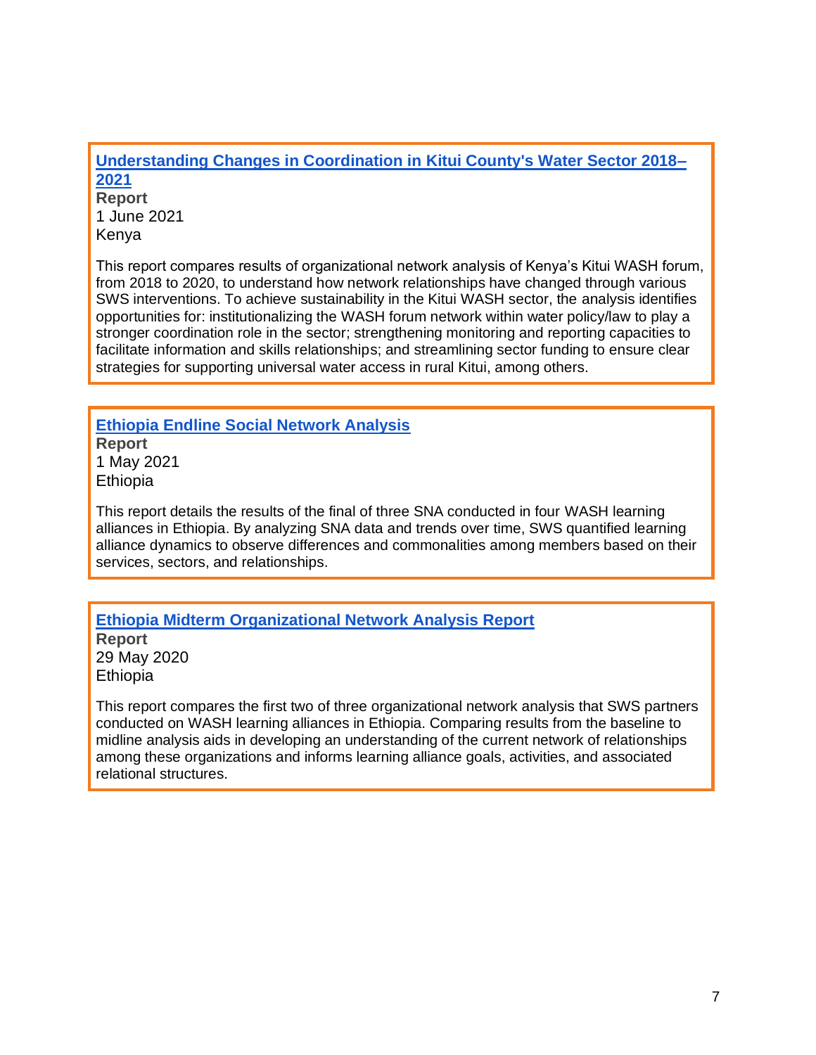### Understanding Changes in Coordination in Kitui County's Water Sector 2018–2021

**Report**
1 June 2021
Kenya

This report compares results of organizational network analysis of Kenya's Kitui WASH forum, from 2018 to 2020, to understand how network relationships have changed through various SWS interventions. To achieve sustainability in the Kitui WASH sector, the analysis identifies opportunities for: institutionalizing the WASH forum network within water policy/law to play a stronger coordination role in the sector; strengthening monitoring and reporting capacities to facilitate information and skills relationships; and streamlining sector funding to ensure clear strategies for supporting universal water access in rural Kitui, among others.

### Ethiopia Endline Social Network Analysis

**Report**
1 May 2021
Ethiopia

This report details the results of the final of three SNA conducted in four WASH learning alliances in Ethiopia. By analyzing SNA data and trends over time, SWS quantified learning alliance dynamics to observe differences and commonalities among members based on their services, sectors, and relationships.

### Ethiopia Midterm Organizational Network Analysis Report

**Report**
29 May 2020
Ethiopia

This report compares the first two of three organizational network analysis that SWS partners conducted on WASH learning alliances in Ethiopia. Comparing results from the baseline to midline analysis aids in developing an understanding of the current network of relationships among these organizations and informs learning alliance goals, activities, and associated relational structures.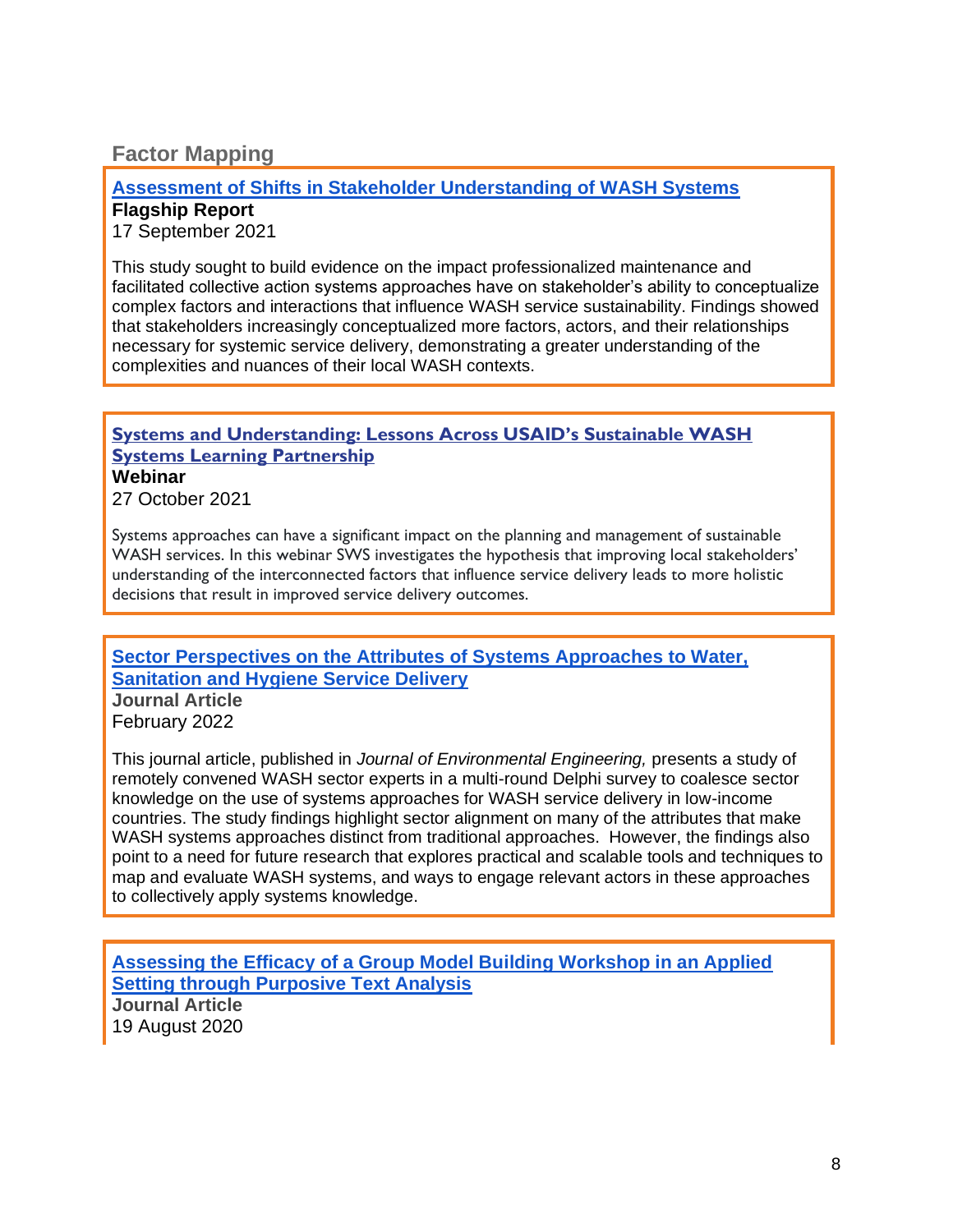## Factor Mapping

**Assessment of Shifts in Stakeholder Understanding of WASH Systems**
**Flagship Report**
17 September 2021

This study sought to build evidence on the impact professionalized maintenance and facilitated collective action systems approaches have on stakeholder's ability to conceptualize complex factors and interactions that influence WASH service sustainability. Findings showed that stakeholders increasingly conceptualized more factors, actors, and their relationships necessary for systemic service delivery, demonstrating a greater understanding of the complexities and nuances of their local WASH contexts.

**Systems and Understanding: Lessons Across USAID's Sustainable WASH Systems Learning Partnership**
**Webinar**
27 October 2021

Systems approaches can have a significant impact on the planning and management of sustainable WASH services. In this webinar SWS investigates the hypothesis that improving local stakeholders' understanding of the interconnected factors that influence service delivery leads to more holistic decisions that result in improved service delivery outcomes.

**Sector Perspectives on the Attributes of Systems Approaches to Water, Sanitation and Hygiene Service Delivery**
**Journal Article**
February 2022

This journal article, published in *Journal of Environmental Engineering,* presents a study of remotely convened WASH sector experts in a multi-round Delphi survey to coalesce sector knowledge on the use of systems approaches for WASH service delivery in low-income countries. The study findings highlight sector alignment on many of the attributes that make WASH systems approaches distinct from traditional approaches. However, the findings also point to a need for future research that explores practical and scalable tools and techniques to map and evaluate WASH systems, and ways to engage relevant actors in these approaches to collectively apply systems knowledge.

**Assessing the Efficacy of a Group Model Building Workshop in an Applied Setting through Purposive Text Analysis**
**Journal Article**
19 August 2020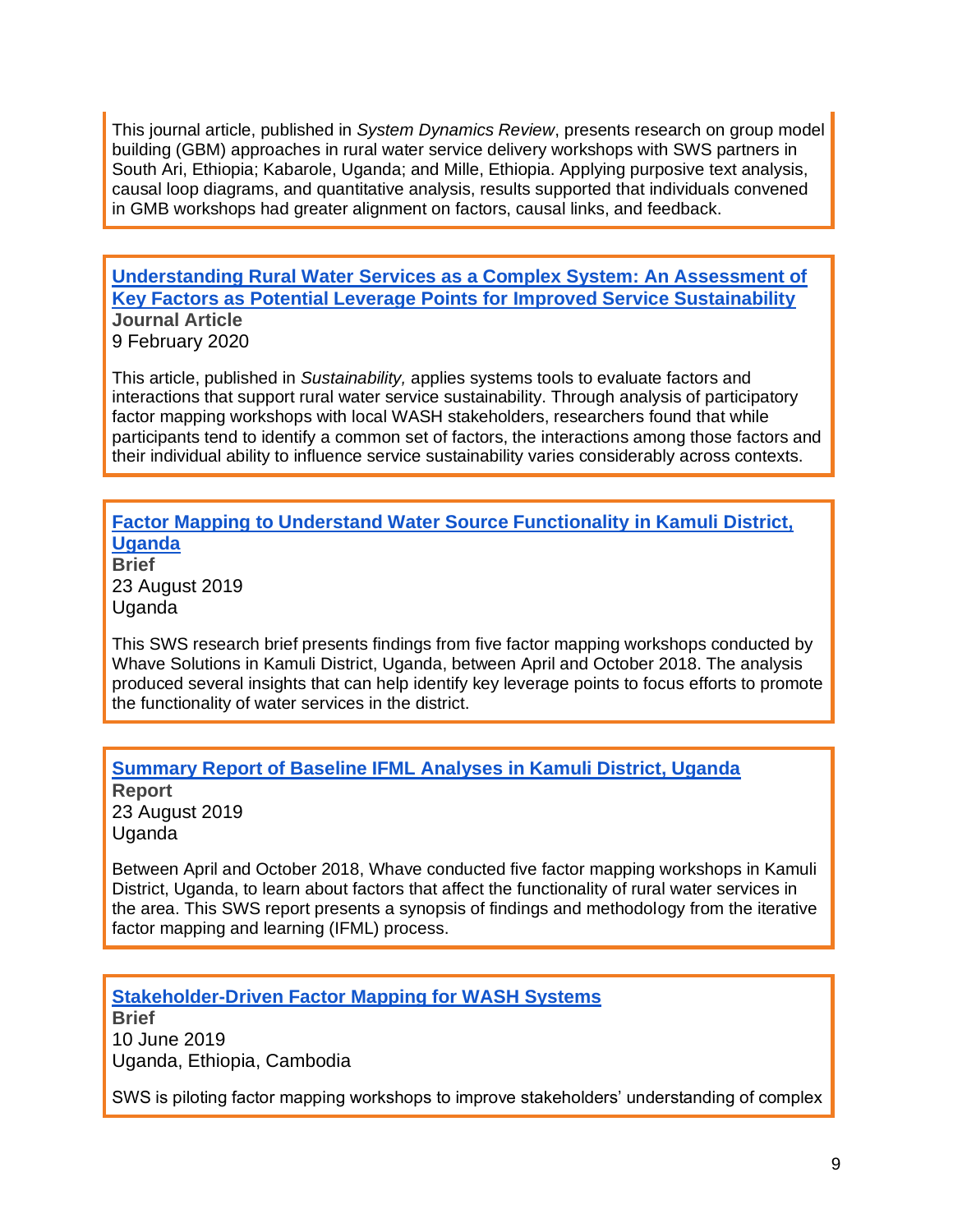This journal article, published in *System Dynamics Review*, presents research on group model building (GBM) approaches in rural water service delivery workshops with SWS partners in South Ari, Ethiopia; Kabarole, Uganda; and Mille, Ethiopia. Applying purposive text analysis, causal loop diagrams, and quantitative analysis, results supported that individuals convened in GMB workshops had greater alignment on factors, causal links, and feedback.

**Understanding Rural Water Services as a Complex System: An Assessment of Key Factors as Potential Leverage Points for Improved Service Sustainability**
**Journal Article**
9 February 2020

This article, published in *Sustainability,* applies systems tools to evaluate factors and interactions that support rural water service sustainability. Through analysis of participatory factor mapping workshops with local WASH stakeholders, researchers found that while participants tend to identify a common set of factors, the interactions among those factors and their individual ability to influence service sustainability varies considerably across contexts.

**Factor Mapping to Understand Water Source Functionality in Kamuli District, Uganda**
**Brief**
23 August 2019
Uganda

This SWS research brief presents findings from five factor mapping workshops conducted by Whave Solutions in Kamuli District, Uganda, between April and October 2018. The analysis produced several insights that can help identify key leverage points to focus efforts to promote the functionality of water services in the district.

**Summary Report of Baseline IFML Analyses in Kamuli District, Uganda**
**Report**
23 August 2019
Uganda

Between April and October 2018, Whave conducted five factor mapping workshops in Kamuli District, Uganda, to learn about factors that affect the functionality of rural water services in the area. This SWS report presents a synopsis of findings and methodology from the iterative factor mapping and learning (IFML) process.

**Stakeholder-Driven Factor Mapping for WASH Systems**
**Brief**
10 June 2019
Uganda, Ethiopia, Cambodia

SWS is piloting factor mapping workshops to improve stakeholders' understanding of complex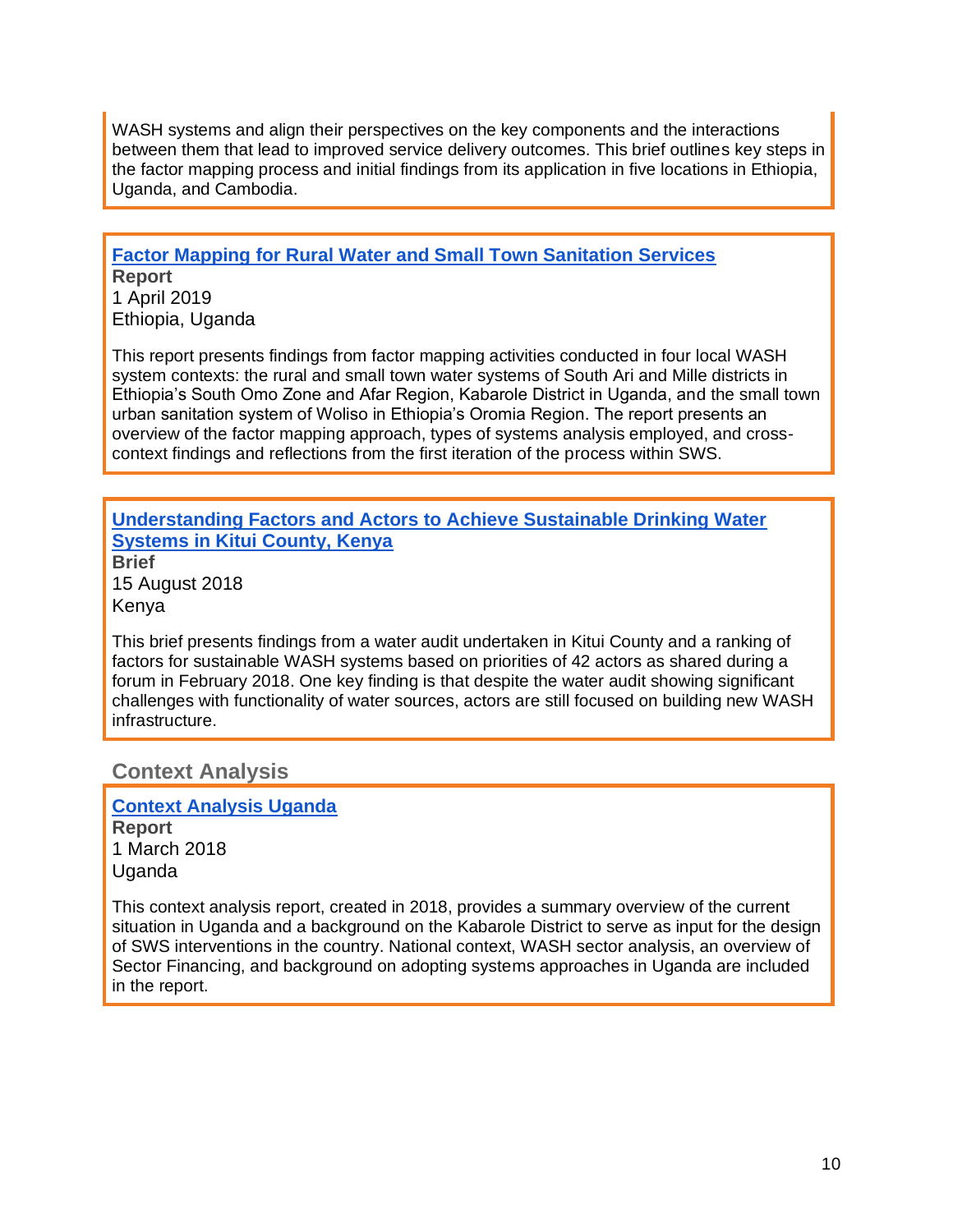WASH systems and align their perspectives on the key components and the interactions between them that lead to improved service delivery outcomes. This brief outlines key steps in the factor mapping process and initial findings from its application in five locations in Ethiopia, Uganda, and Cambodia.

**Factor Mapping for Rural Water and Small Town Sanitation Services**
**Report**
1 April 2019
Ethiopia, Uganda

This report presents findings from factor mapping activities conducted in four local WASH system contexts: the rural and small town water systems of South Ari and Mille districts in Ethiopia's South Omo Zone and Afar Region, Kabarole District in Uganda, and the small town urban sanitation system of Woliso in Ethiopia's Oromia Region. The report presents an overview of the factor mapping approach, types of systems analysis employed, and cross-context findings and reflections from the first iteration of the process within SWS.

**Understanding Factors and Actors to Achieve Sustainable Drinking Water Systems in Kitui County, Kenya**
**Brief**
15 August 2018
Kenya

This brief presents findings from a water audit undertaken in Kitui County and a ranking of factors for sustainable WASH systems based on priorities of 42 actors as shared during a forum in February 2018. One key finding is that despite the water audit showing significant challenges with functionality of water sources, actors are still focused on building new WASH infrastructure.

## Context Analysis

**Context Analysis Uganda**
**Report**
1 March 2018
Uganda

This context analysis report, created in 2018, provides a summary overview of the current situation in Uganda and a background on the Kabarole District to serve as input for the design of SWS interventions in the country. National context, WASH sector analysis, an overview of Sector Financing, and background on adopting systems approaches in Uganda are included in the report.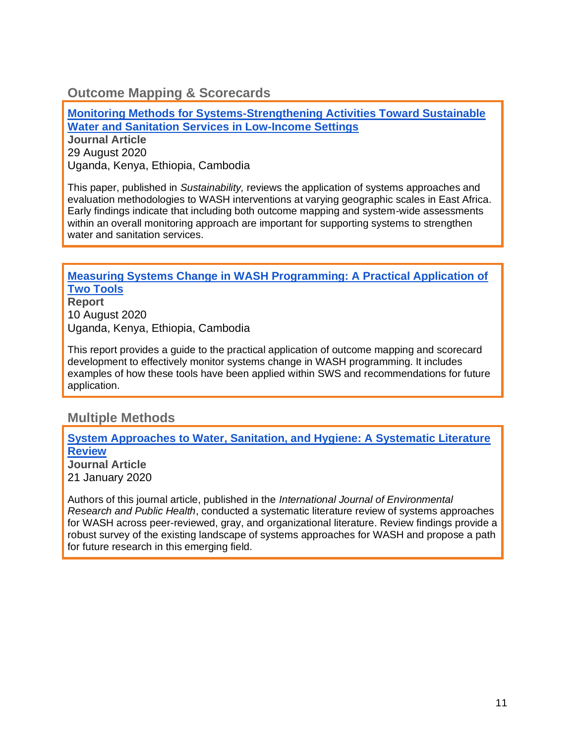## Outcome Mapping & Scorecards

**Monitoring Methods for Systems-Strengthening Activities Toward Sustainable Water and Sanitation Services in Low-Income Settings**
**Journal Article**
29 August 2020
Uganda, Kenya, Ethiopia, Cambodia

This paper, published in *Sustainability,* reviews the application of systems approaches and evaluation methodologies to WASH interventions at varying geographic scales in East Africa. Early findings indicate that including both outcome mapping and system-wide assessments within an overall monitoring approach are important for supporting systems to strengthen water and sanitation services.

**Measuring Systems Change in WASH Programming: A Practical Application of Two Tools**
**Report**
10 August 2020
Uganda, Kenya, Ethiopia, Cambodia

This report provides a guide to the practical application of outcome mapping and scorecard development to effectively monitor systems change in WASH programming. It includes examples of how these tools have been applied within SWS and recommendations for future application.

## Multiple Methods

**System Approaches to Water, Sanitation, and Hygiene: A Systematic Literature Review**
**Journal Article**
21 January 2020

Authors of this journal article, published in the *International Journal of Environmental Research and Public Health*, conducted a systematic literature review of systems approaches for WASH across peer-reviewed, gray, and organizational literature. Review findings provide a robust survey of the existing landscape of systems approaches for WASH and propose a path for future research in this emerging field.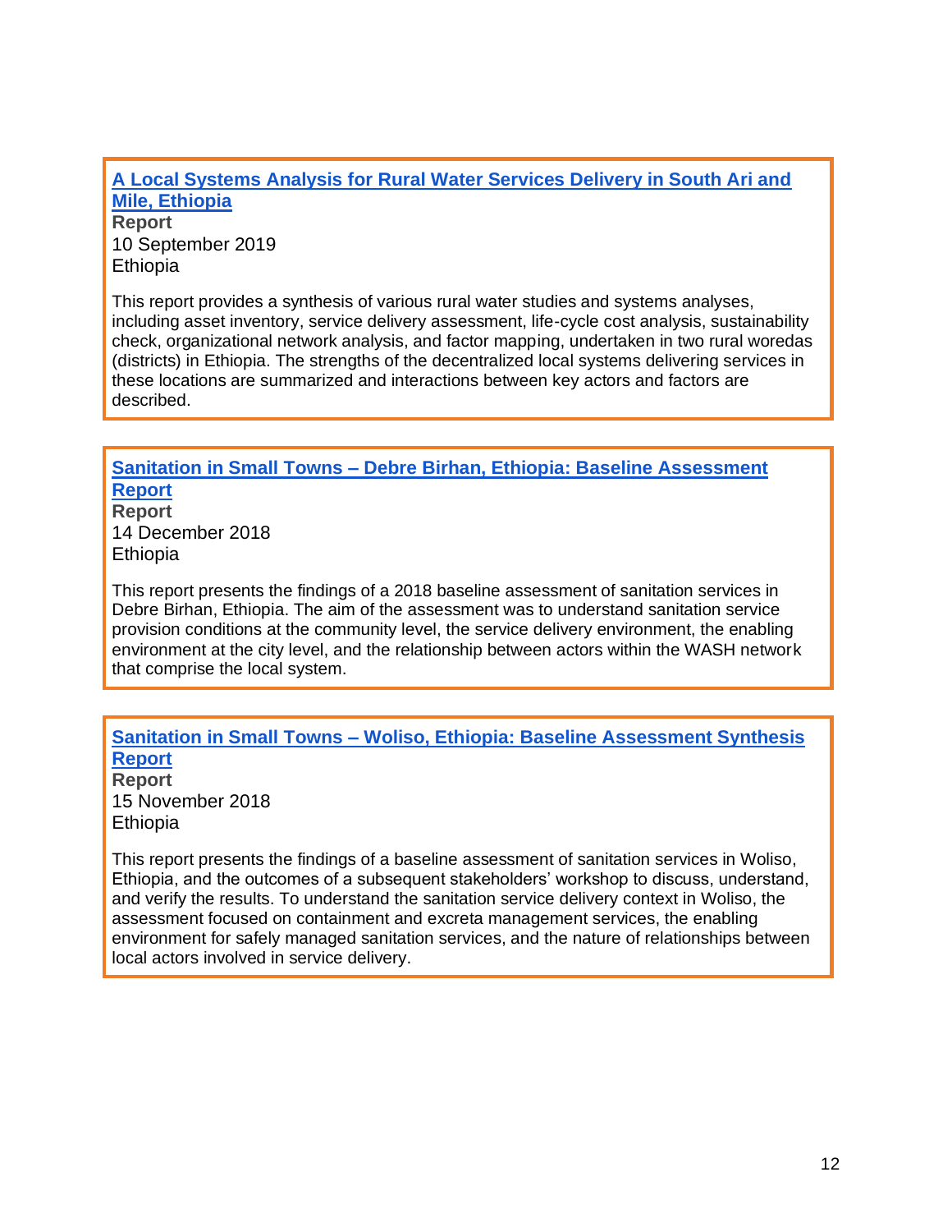[A Local Systems Analysis for Rural Water Services Delivery in South Ari and Mile, Ethiopia]

**Report**
10 September 2019
Ethiopia

This report provides a synthesis of various rural water studies and systems analyses, including asset inventory, service delivery assessment, life-cycle cost analysis, sustainability check, organizational network analysis, and factor mapping, undertaken in two rural woredas (districts) in Ethiopia. The strengths of the decentralized local systems delivering services in these locations are summarized and interactions between key actors and factors are described.

---

[Sanitation in Small Towns – Debre Birhan, Ethiopia: Baseline Assessment Report]

**Report**
14 December 2018
Ethiopia

This report presents the findings of a 2018 baseline assessment of sanitation services in Debre Birhan, Ethiopia. The aim of the assessment was to understand sanitation service provision conditions at the community level, the service delivery environment, the enabling environment at the city level, and the relationship between actors within the WASH network that comprise the local system.

---

[Sanitation in Small Towns – Woliso, Ethiopia: Baseline Assessment Synthesis Report]

**Report**
15 November 2018
Ethiopia

This report presents the findings of a baseline assessment of sanitation services in Woliso, Ethiopia, and the outcomes of a subsequent stakeholders' workshop to discuss, understand, and verify the results. To understand the sanitation service delivery context in Woliso, the assessment focused on containment and excreta management services, the enabling environment for safely managed sanitation services, and the nature of relationships between local actors involved in service delivery.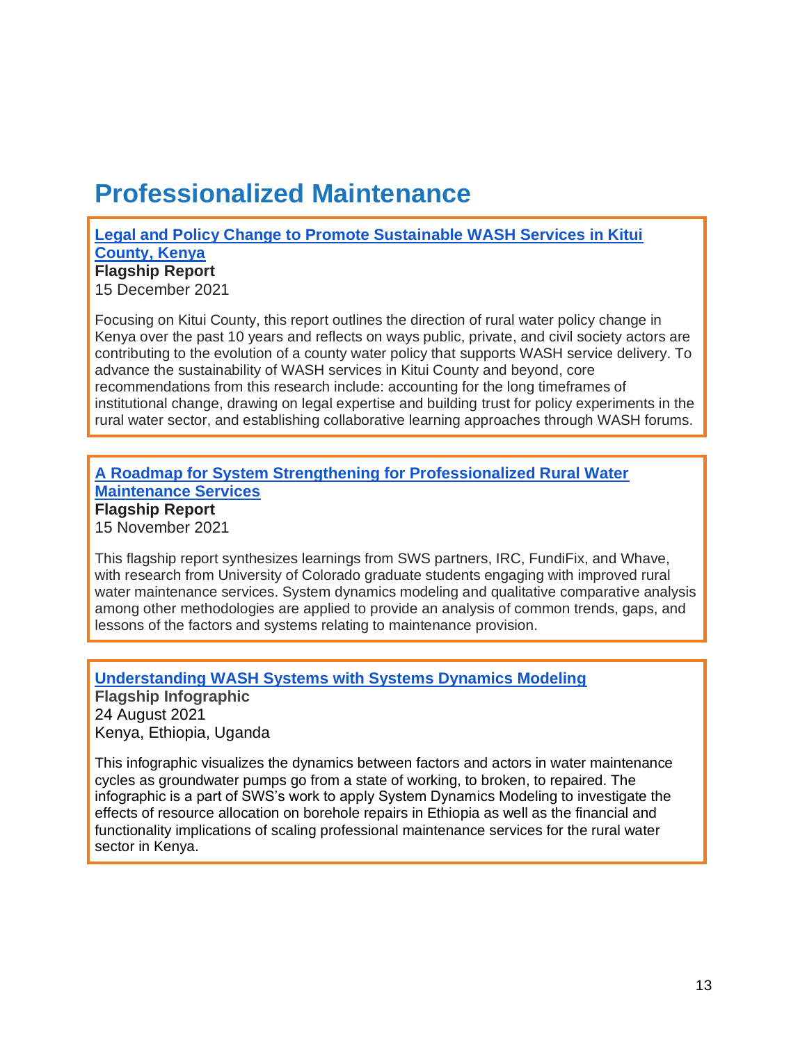# Professionalized Maintenance

**Legal and Policy Change to Promote Sustainable WASH Services in Kitui County, Kenya**
**Flagship Report**
15 December 2021

Focusing on Kitui County, this report outlines the direction of rural water policy change in Kenya over the past 10 years and reflects on ways public, private, and civil society actors are contributing to the evolution of a county water policy that supports WASH service delivery. To advance the sustainability of WASH services in Kitui County and beyond, core recommendations from this research include: accounting for the long timeframes of institutional change, drawing on legal expertise and building trust for policy experiments in the rural water sector, and establishing collaborative learning approaches through WASH forums.

**A Roadmap for System Strengthening for Professionalized Rural Water Maintenance Services**
**Flagship Report**
15 November 2021

This flagship report synthesizes learnings from SWS partners, IRC, FundiFix, and Whave, with research from University of Colorado graduate students engaging with improved rural water maintenance services. System dynamics modeling and qualitative comparative analysis among other methodologies are applied to provide an analysis of common trends, gaps, and lessons of the factors and systems relating to maintenance provision.

**Understanding WASH Systems with Systems Dynamics Modeling**
**Flagship Infographic**
24 August 2021
Kenya, Ethiopia, Uganda

This infographic visualizes the dynamics between factors and actors in water maintenance cycles as groundwater pumps go from a state of working, to broken, to repaired. The infographic is a part of SWS's work to apply System Dynamics Modeling to investigate the effects of resource allocation on borehole repairs in Ethiopia as well as the financial and functionality implications of scaling professional maintenance services for the rural water sector in Kenya.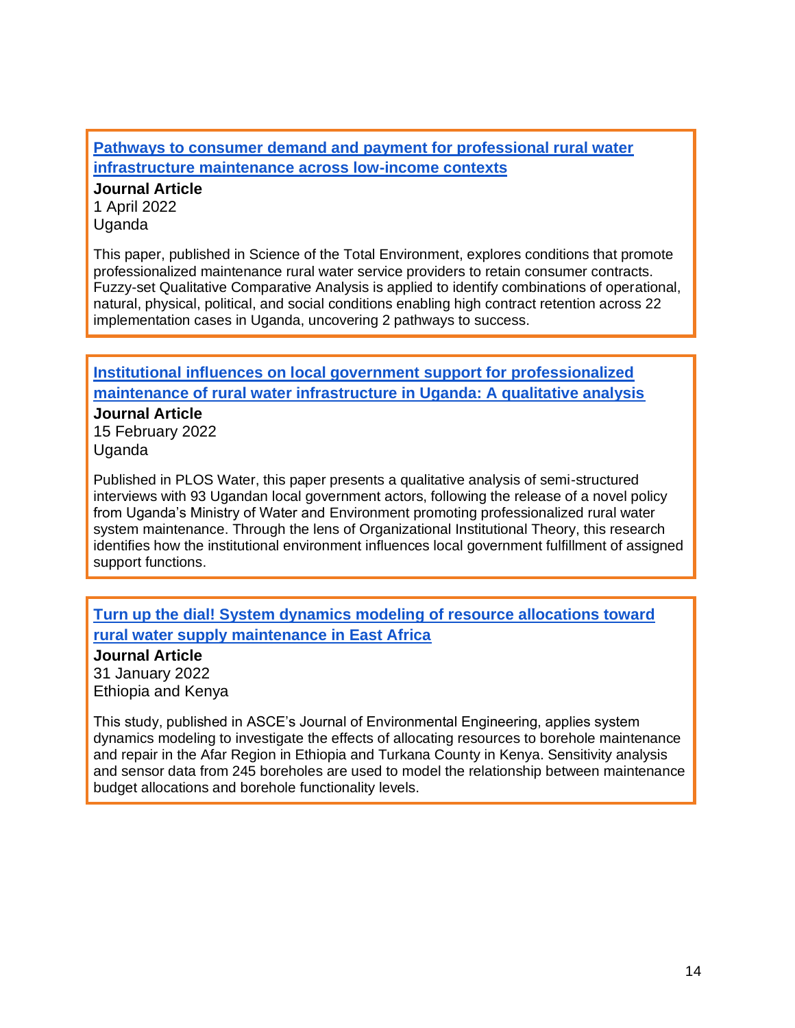### Pathways to consumer demand and payment for professional rural water infrastructure maintenance across low-income contexts

**Journal Article**
1 April 2022
Uganda

This paper, published in Science of the Total Environment, explores conditions that promote professionalized maintenance rural water service providers to retain consumer contracts. Fuzzy-set Qualitative Comparative Analysis is applied to identify combinations of operational, natural, physical, political, and social conditions enabling high contract retention across 22 implementation cases in Uganda, uncovering 2 pathways to success.

### Institutional influences on local government support for professionalized maintenance of rural water infrastructure in Uganda: A qualitative analysis

**Journal Article**
15 February 2022
Uganda

Published in PLOS Water, this paper presents a qualitative analysis of semi-structured interviews with 93 Ugandan local government actors, following the release of a novel policy from Uganda's Ministry of Water and Environment promoting professionalized rural water system maintenance. Through the lens of Organizational Institutional Theory, this research identifies how the institutional environment influences local government fulfillment of assigned support functions.

### Turn up the dial! System dynamics modeling of resource allocations toward rural water supply maintenance in East Africa

**Journal Article**
31 January 2022
Ethiopia and Kenya

This study, published in ASCE's Journal of Environmental Engineering, applies system dynamics modeling to investigate the effects of allocating resources to borehole maintenance and repair in the Afar Region in Ethiopia and Turkana County in Kenya. Sensitivity analysis and sensor data from 245 boreholes are used to model the relationship between maintenance budget allocations and borehole functionality levels.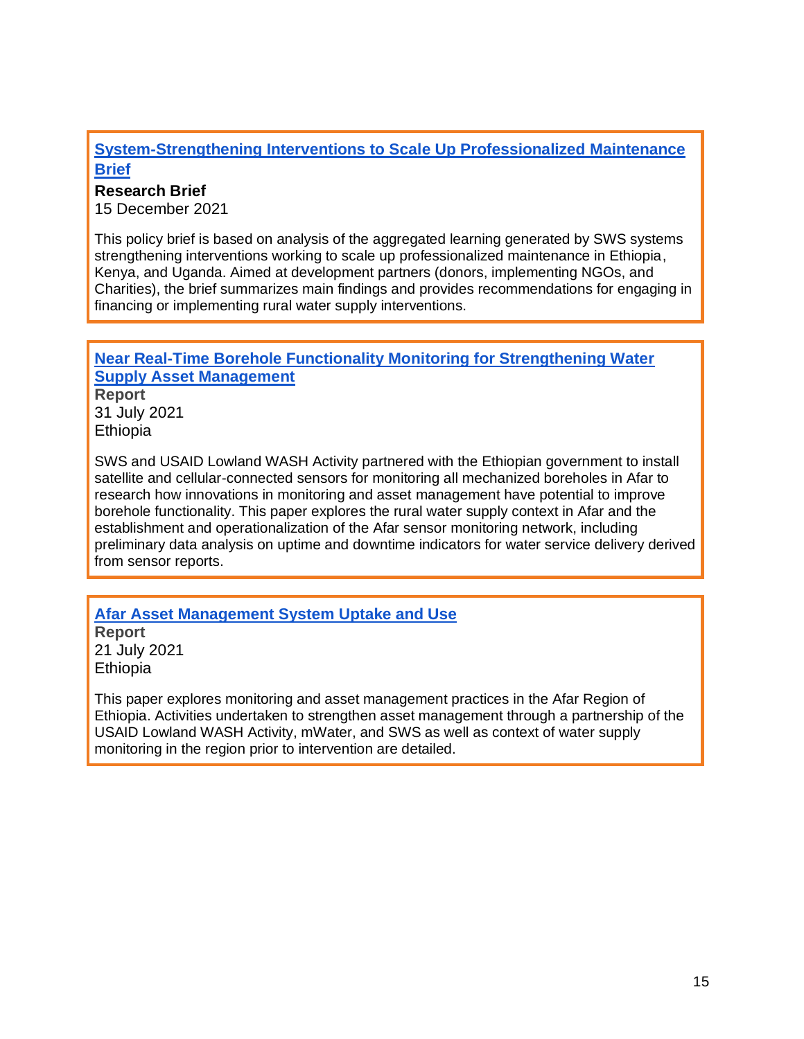**System-Strengthening Interventions to Scale Up Professionalized Maintenance Brief**

**Research Brief**

15 December 2021

This policy brief is based on analysis of the aggregated learning generated by SWS systems strengthening interventions working to scale up professionalized maintenance in Ethiopia, Kenya, and Uganda. Aimed at development partners (donors, implementing NGOs, and Charities), the brief summarizes main findings and provides recommendations for engaging in financing or implementing rural water supply interventions.

---

**Near Real-Time Borehole Functionality Monitoring for Strengthening Water Supply Asset Management**

**Report**

31 July 2021

Ethiopia

SWS and USAID Lowland WASH Activity partnered with the Ethiopian government to install satellite and cellular-connected sensors for monitoring all mechanized boreholes in Afar to research how innovations in monitoring and asset management have potential to improve borehole functionality. This paper explores the rural water supply context in Afar and the establishment and operationalization of the Afar sensor monitoring network, including preliminary data analysis on uptime and downtime indicators for water service delivery derived from sensor reports.

---

**Afar Asset Management System Uptake and Use**

**Report**

21 July 2021

Ethiopia

This paper explores monitoring and asset management practices in the Afar Region of Ethiopia. Activities undertaken to strengthen asset management through a partnership of the USAID Lowland WASH Activity, mWater, and SWS as well as context of water supply monitoring in the region prior to intervention are detailed.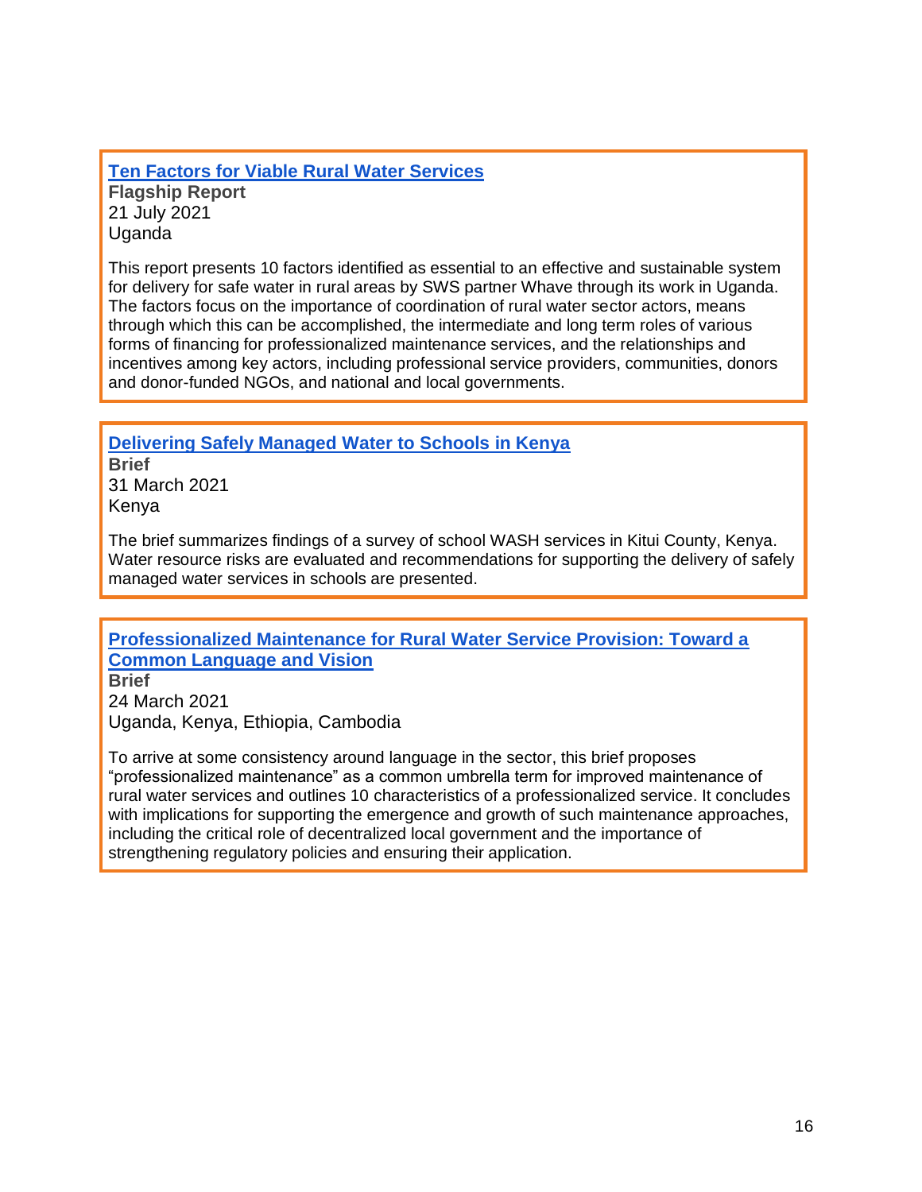### Ten Factors for Viable Rural Water Services

**Flagship Report**
21 July 2021
Uganda

This report presents 10 factors identified as essential to an effective and sustainable system for delivery for safe water in rural areas by SWS partner Whave through its work in Uganda. The factors focus on the importance of coordination of rural water sector actors, means through which this can be accomplished, the intermediate and long term roles of various forms of financing for professionalized maintenance services, and the relationships and incentives among key actors, including professional service providers, communities, donors and donor-funded NGOs, and national and local governments.

### Delivering Safely Managed Water to Schools in Kenya

**Brief**
31 March 2021
Kenya

The brief summarizes findings of a survey of school WASH services in Kitui County, Kenya. Water resource risks are evaluated and recommendations for supporting the delivery of safely managed water services in schools are presented.

### Professionalized Maintenance for Rural Water Service Provision: Toward a Common Language and Vision

**Brief**
24 March 2021
Uganda, Kenya, Ethiopia, Cambodia

To arrive at some consistency around language in the sector, this brief proposes "professionalized maintenance" as a common umbrella term for improved maintenance of rural water services and outlines 10 characteristics of a professionalized service. It concludes with implications for supporting the emergence and growth of such maintenance approaches, including the critical role of decentralized local government and the importance of strengthening regulatory policies and ensuring their application.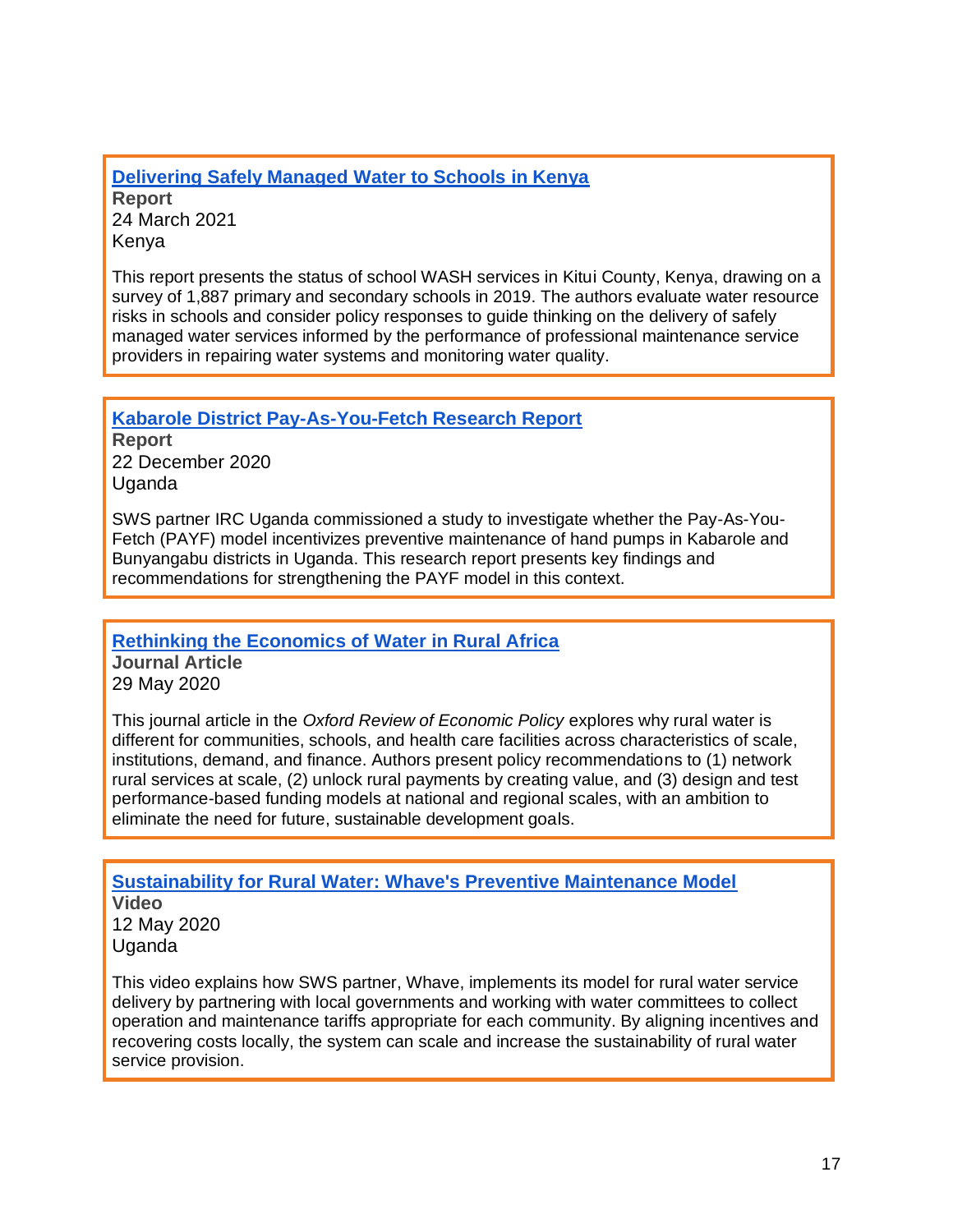**Delivering Safely Managed Water to Schools in Kenya**
**Report**
24 March 2021
Kenya

This report presents the status of school WASH services in Kitui County, Kenya, drawing on a survey of 1,887 primary and secondary schools in 2019. The authors evaluate water resource risks in schools and consider policy responses to guide thinking on the delivery of safely managed water services informed by the performance of professional maintenance service providers in repairing water systems and monitoring water quality.

---

**Kabarole District Pay-As-You-Fetch Research Report**
**Report**
22 December 2020
Uganda

SWS partner IRC Uganda commissioned a study to investigate whether the Pay-As-You-Fetch (PAYF) model incentivizes preventive maintenance of hand pumps in Kabarole and Bunyangabu districts in Uganda. This research report presents key findings and recommendations for strengthening the PAYF model in this context.

---

**Rethinking the Economics of Water in Rural Africa**
**Journal Article**
29 May 2020

This journal article in the *Oxford Review of Economic Policy* explores why rural water is different for communities, schools, and health care facilities across characteristics of scale, institutions, demand, and finance. Authors present policy recommendations to (1) network rural services at scale, (2) unlock rural payments by creating value, and (3) design and test performance-based funding models at national and regional scales, with an ambition to eliminate the need for future, sustainable development goals.

---

**Sustainability for Rural Water: Whave's Preventive Maintenance Model**
**Video**
12 May 2020
Uganda

This video explains how SWS partner, Whave, implements its model for rural water service delivery by partnering with local governments and working with water committees to collect operation and maintenance tariffs appropriate for each community. By aligning incentives and recovering costs locally, the system can scale and increase the sustainability of rural water service provision.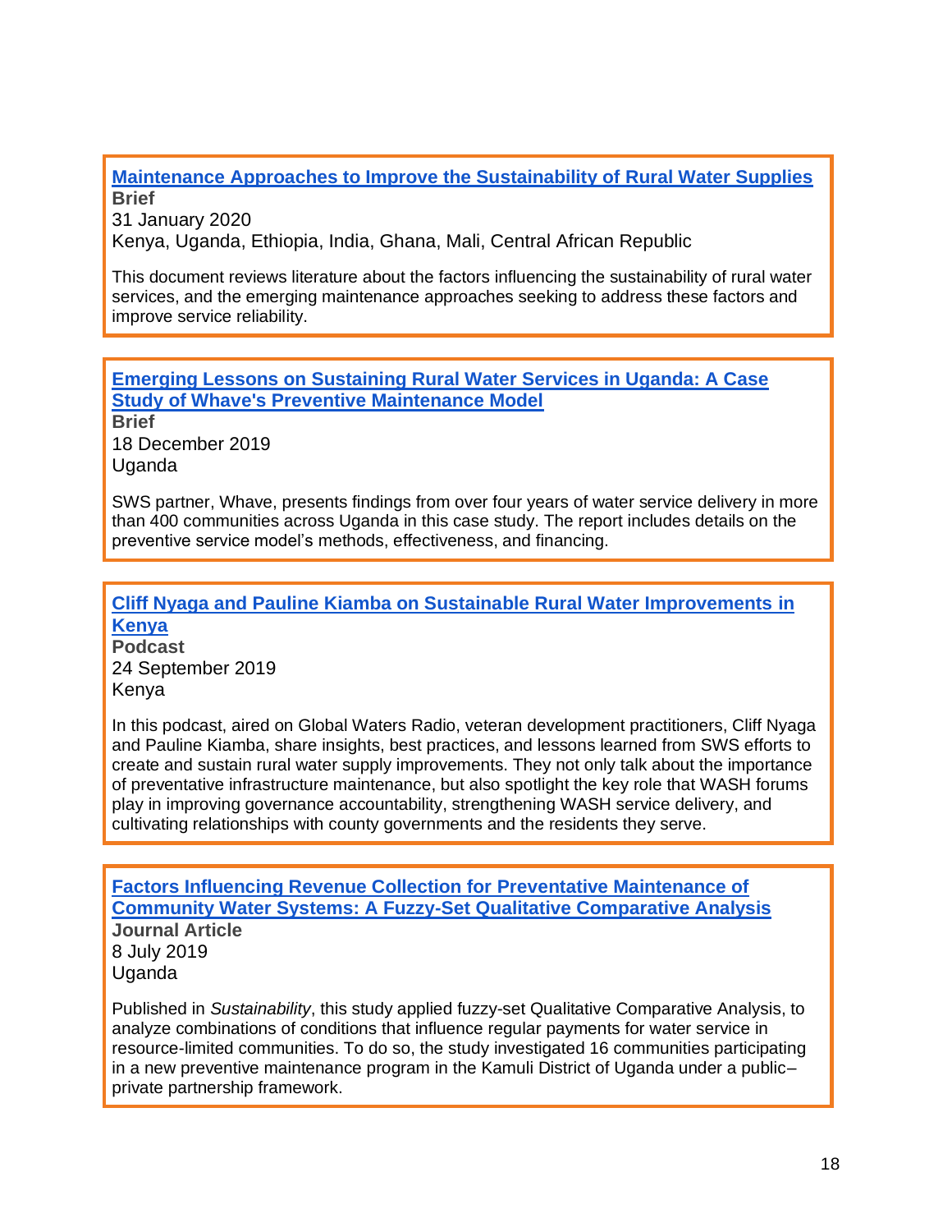**Maintenance Approaches to Improve the Sustainability of Rural Water Supplies**
**Brief**
31 January 2020
Kenya, Uganda, Ethiopia, India, Ghana, Mali, Central African Republic

This document reviews literature about the factors influencing the sustainability of rural water services, and the emerging maintenance approaches seeking to address these factors and improve service reliability.

---

**Emerging Lessons on Sustaining Rural Water Services in Uganda: A Case Study of Whave's Preventive Maintenance Model**
**Brief**
18 December 2019
Uganda

SWS partner, Whave, presents findings from over four years of water service delivery in more than 400 communities across Uganda in this case study. The report includes details on the preventive service model's methods, effectiveness, and financing.

---

**Cliff Nyaga and Pauline Kiamba on Sustainable Rural Water Improvements in Kenya**
**Podcast**
24 September 2019
Kenya

In this podcast, aired on Global Waters Radio, veteran development practitioners, Cliff Nyaga and Pauline Kiamba, share insights, best practices, and lessons learned from SWS efforts to create and sustain rural water supply improvements. They not only talk about the importance of preventative infrastructure maintenance, but also spotlight the key role that WASH forums play in improving governance accountability, strengthening WASH service delivery, and cultivating relationships with county governments and the residents they serve.

---

**Factors Influencing Revenue Collection for Preventative Maintenance of Community Water Systems: A Fuzzy-Set Qualitative Comparative Analysis**
**Journal Article**
8 July 2019
Uganda

Published in *Sustainability*, this study applied fuzzy-set Qualitative Comparative Analysis, to analyze combinations of conditions that influence regular payments for water service in resource-limited communities. To do so, the study investigated 16 communities participating in a new preventive maintenance program in the Kamuli District of Uganda under a public–private partnership framework.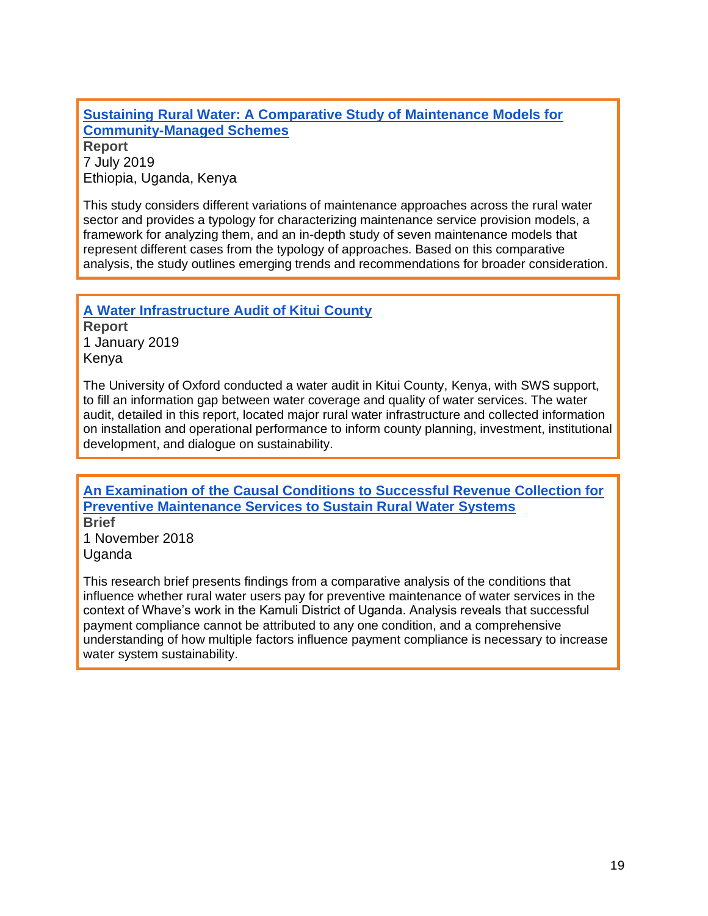**Sustaining Rural Water: A Comparative Study of Maintenance Models for Community-Managed Schemes**
**Report**
7 July 2019
Ethiopia, Uganda, Kenya

This study considers different variations of maintenance approaches across the rural water sector and provides a typology for characterizing maintenance service provision models, a framework for analyzing them, and an in-depth study of seven maintenance models that represent different cases from the typology of approaches. Based on this comparative analysis, the study outlines emerging trends and recommendations for broader consideration.

---

**A Water Infrastructure Audit of Kitui County**
**Report**
1 January 2019
Kenya

The University of Oxford conducted a water audit in Kitui County, Kenya, with SWS support, to fill an information gap between water coverage and quality of water services. The water audit, detailed in this report, located major rural water infrastructure and collected information on installation and operational performance to inform county planning, investment, institutional development, and dialogue on sustainability.

---

**An Examination of the Causal Conditions to Successful Revenue Collection for Preventive Maintenance Services to Sustain Rural Water Systems**
**Brief**
1 November 2018
Uganda

This research brief presents findings from a comparative analysis of the conditions that influence whether rural water users pay for preventive maintenance of water services in the context of Whave's work in the Kamuli District of Uganda. Analysis reveals that successful payment compliance cannot be attributed to any one condition, and a comprehensive understanding of how multiple factors influence payment compliance is necessary to increase water system sustainability.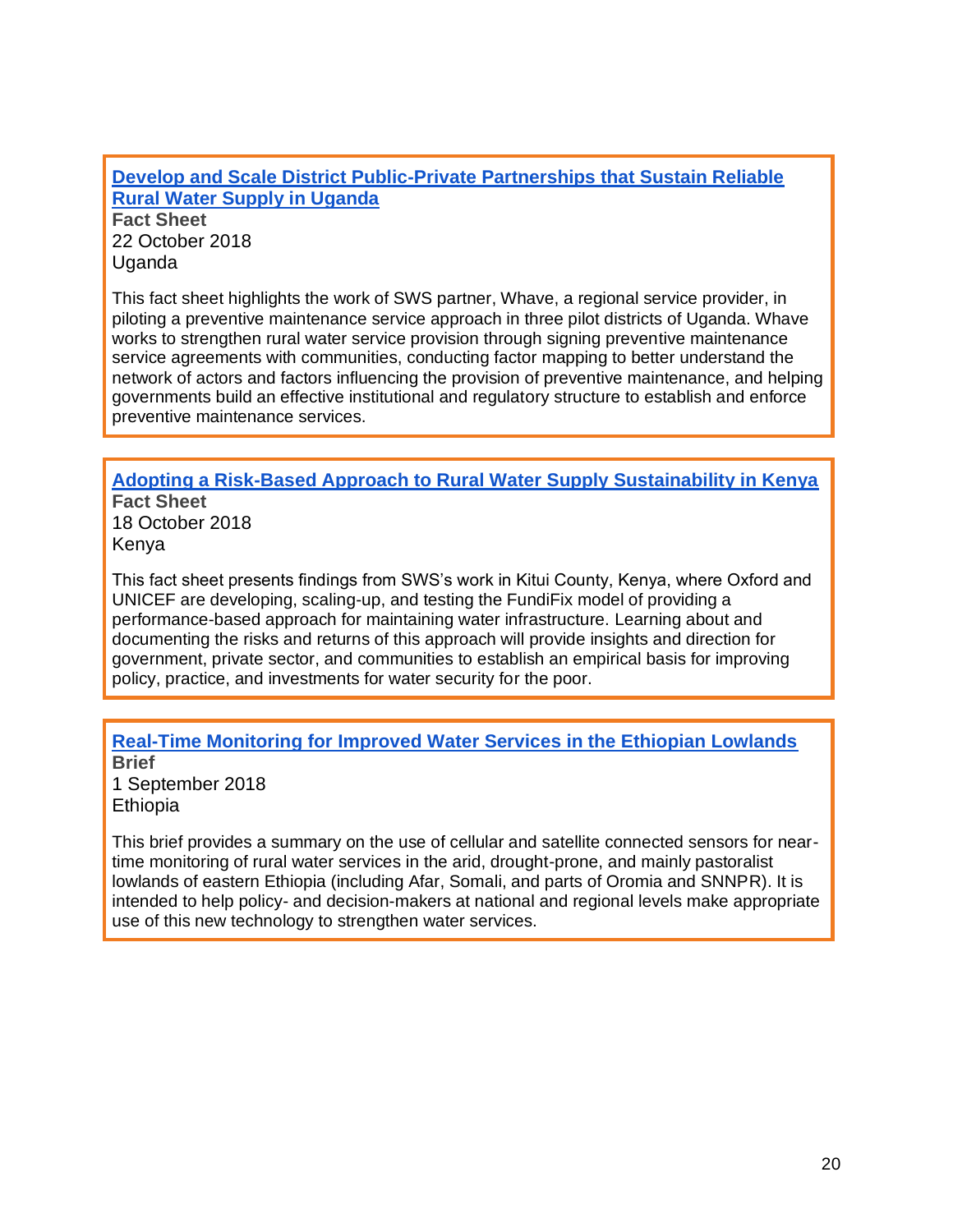**[Develop and Scale District Public-Private Partnerships that Sustain Reliable Rural Water Supply in Uganda]()**
**Fact Sheet**
22 October 2018
Uganda

This fact sheet highlights the work of SWS partner, Whave, a regional service provider, in piloting a preventive maintenance service approach in three pilot districts of Uganda. Whave works to strengthen rural water service provision through signing preventive maintenance service agreements with communities, conducting factor mapping to better understand the network of actors and factors influencing the provision of preventive maintenance, and helping governments build an effective institutional and regulatory structure to establish and enforce preventive maintenance services.

---

**[Adopting a Risk-Based Approach to Rural Water Supply Sustainability in Kenya]()**
**Fact Sheet**
18 October 2018
Kenya

This fact sheet presents findings from SWS's work in Kitui County, Kenya, where Oxford and UNICEF are developing, scaling-up, and testing the FundiFix model of providing a performance-based approach for maintaining water infrastructure. Learning about and documenting the risks and returns of this approach will provide insights and direction for government, private sector, and communities to establish an empirical basis for improving policy, practice, and investments for water security for the poor.

---

**[Real-Time Monitoring for Improved Water Services in the Ethiopian Lowlands]()**
**Brief**
1 September 2018
Ethiopia

This brief provides a summary on the use of cellular and satellite connected sensors for near-time monitoring of rural water services in the arid, drought-prone, and mainly pastoralist lowlands of eastern Ethiopia (including Afar, Somali, and parts of Oromia and SNNPR). It is intended to help policy- and decision-makers at national and regional levels make appropriate use of this new technology to strengthen water services.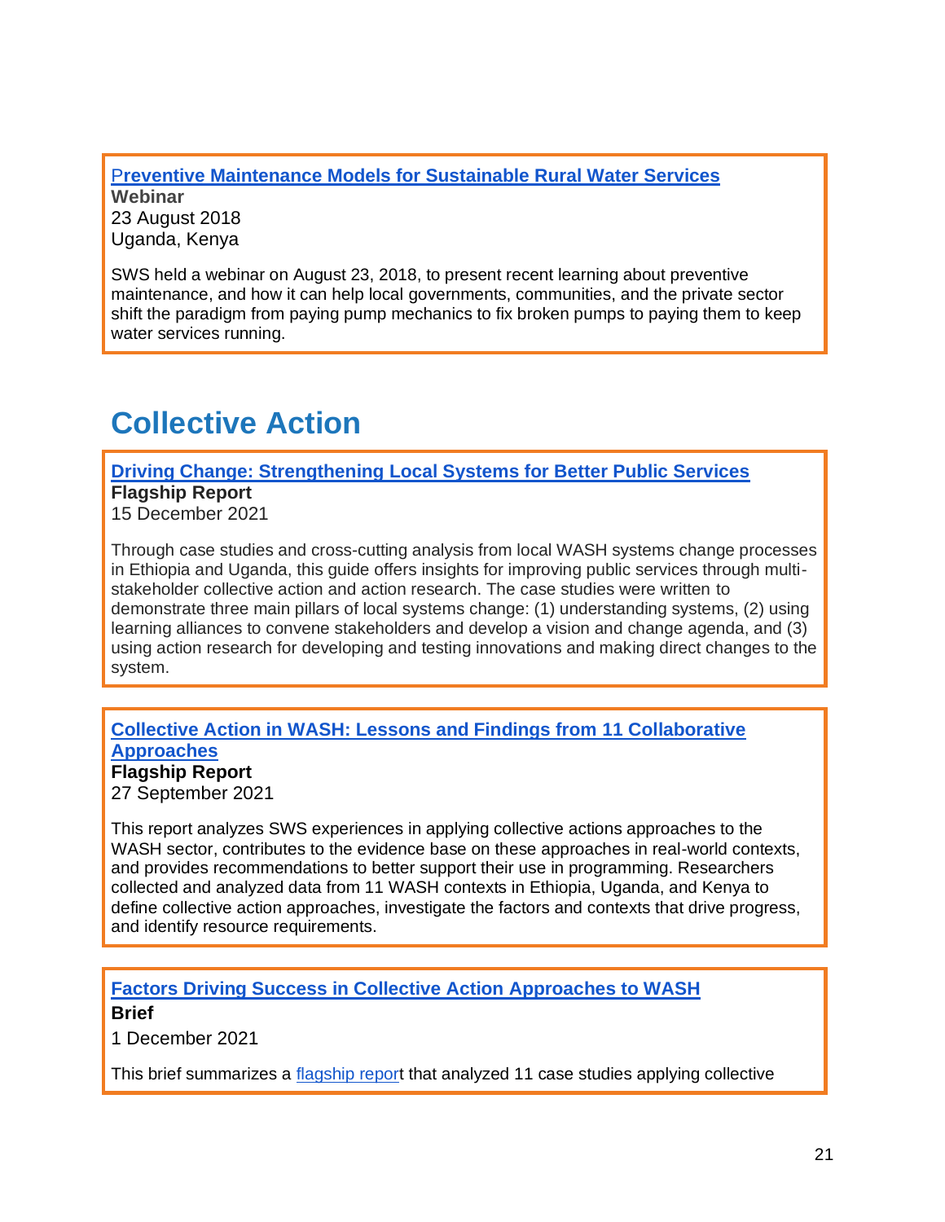**Preventive Maintenance Models for Sustainable Rural Water Services**
**Webinar**
23 August 2018
Uganda, Kenya

SWS held a webinar on August 23, 2018, to present recent learning about preventive maintenance, and how it can help local governments, communities, and the private sector shift the paradigm from paying pump mechanics to fix broken pumps to paying them to keep water services running.

# Collective Action

**Driving Change: Strengthening Local Systems for Better Public Services**
**Flagship Report**
15 December 2021

Through case studies and cross-cutting analysis from local WASH systems change processes in Ethiopia and Uganda, this guide offers insights for improving public services through multi-stakeholder collective action and action research. The case studies were written to demonstrate three main pillars of local systems change: (1) understanding systems, (2) using learning alliances to convene stakeholders and develop a vision and change agenda, and (3) using action research for developing and testing innovations and making direct changes to the system.

**Collective Action in WASH: Lessons and Findings from 11 Collaborative Approaches**
**Flagship Report**
27 September 2021

This report analyzes SWS experiences in applying collective actions approaches to the WASH sector, contributes to the evidence base on these approaches in real-world contexts, and provides recommendations to better support their use in programming. Researchers collected and analyzed data from 11 WASH contexts in Ethiopia, Uganda, and Kenya to define collective action approaches, investigate the factors and contexts that drive progress, and identify resource requirements.

**Factors Driving Success in Collective Action Approaches to WASH**
**Brief**
1 December 2021

This brief summarizes a flagship report that analyzed 11 case studies applying collective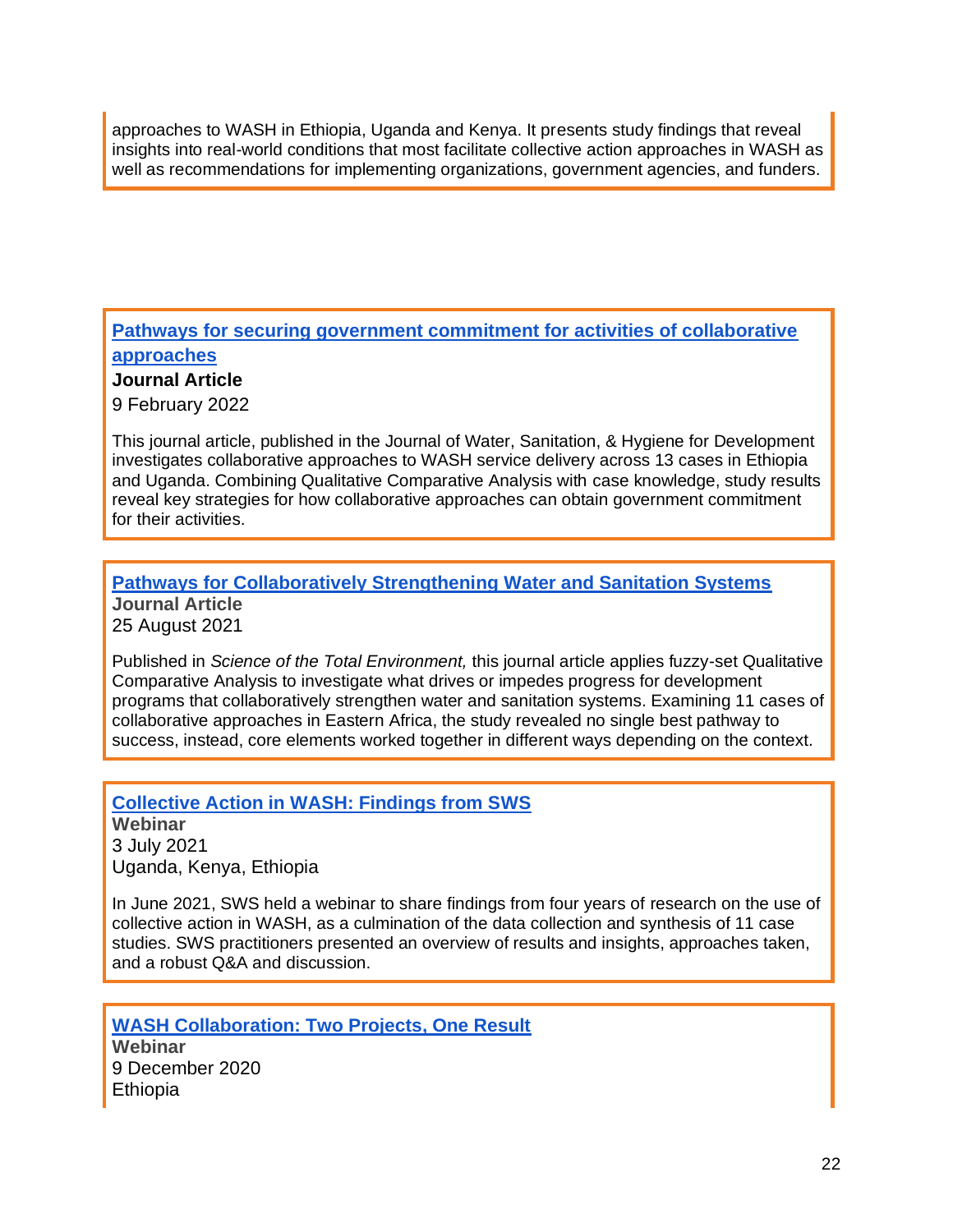approaches to WASH in Ethiopia, Uganda and Kenya. It presents study findings that reveal insights into real-world conditions that most facilitate collective action approaches in WASH as well as recommendations for implementing organizations, government agencies, and funders.

### Pathways for securing government commitment for activities of collaborative approaches

**Journal Article**

9 February 2022

This journal article, published in the Journal of Water, Sanitation, & Hygiene for Development investigates collaborative approaches to WASH service delivery across 13 cases in Ethiopia and Uganda. Combining Qualitative Comparative Analysis with case knowledge, study results reveal key strategies for how collaborative approaches can obtain government commitment for their activities.

### Pathways for Collaboratively Strengthening Water and Sanitation Systems

**Journal Article**

25 August 2021

Published in *Science of the Total Environment,* this journal article applies fuzzy-set Qualitative Comparative Analysis to investigate what drives or impedes progress for development programs that collaboratively strengthen water and sanitation systems. Examining 11 cases of collaborative approaches in Eastern Africa, the study revealed no single best pathway to success, instead, core elements worked together in different ways depending on the context.

### Collective Action in WASH: Findings from SWS

**Webinar**

3 July 2021

Uganda, Kenya, Ethiopia

In June 2021, SWS held a webinar to share findings from four years of research on the use of collective action in WASH, as a culmination of the data collection and synthesis of 11 case studies. SWS practitioners presented an overview of results and insights, approaches taken, and a robust Q&A and discussion.

### WASH Collaboration: Two Projects, One Result

**Webinar**

9 December 2020

Ethiopia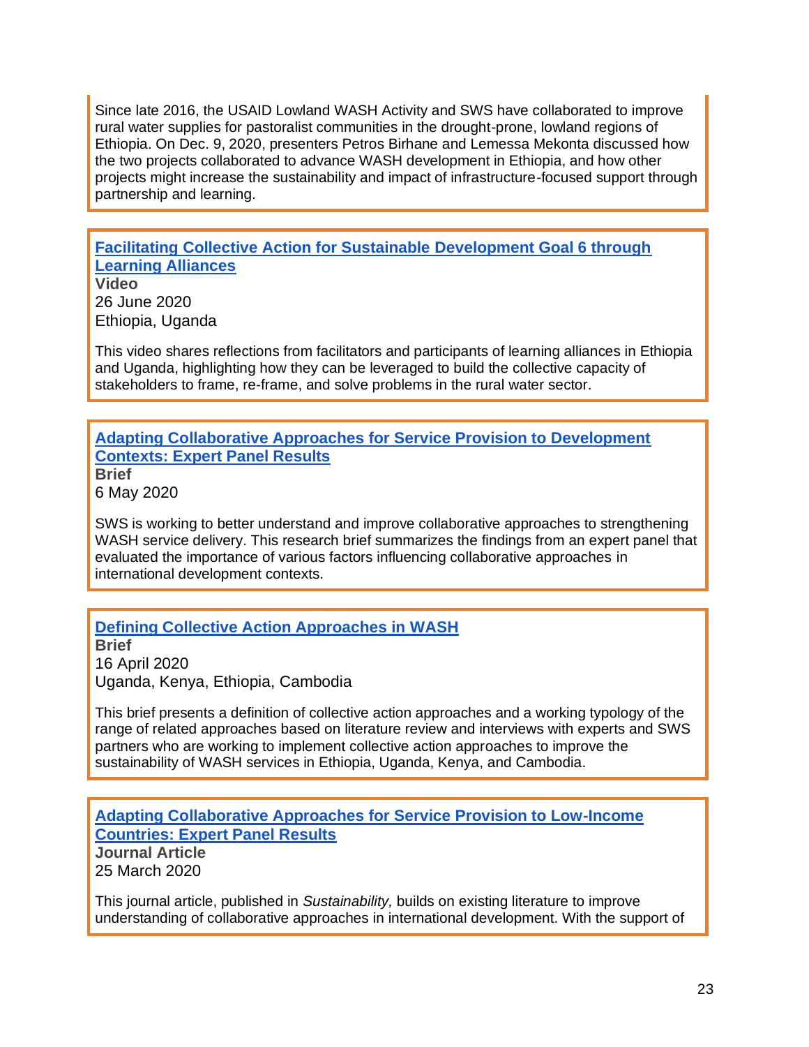Since late 2016, the USAID Lowland WASH Activity and SWS have collaborated to improve rural water supplies for pastoralist communities in the drought-prone, lowland regions of Ethiopia. On Dec. 9, 2020, presenters Petros Birhane and Lemessa Mekonta discussed how the two projects collaborated to advance WASH development in Ethiopia, and how other projects might increase the sustainability and impact of infrastructure-focused support through partnership and learning.

**Facilitating Collective Action for Sustainable Development Goal 6 through Learning Alliances**
**Video**
26 June 2020
Ethiopia, Uganda

This video shares reflections from facilitators and participants of learning alliances in Ethiopia and Uganda, highlighting how they can be leveraged to build the collective capacity of stakeholders to frame, re-frame, and solve problems in the rural water sector.

**Adapting Collaborative Approaches for Service Provision to Development Contexts: Expert Panel Results**
**Brief**
6 May 2020

SWS is working to better understand and improve collaborative approaches to strengthening WASH service delivery. This research brief summarizes the findings from an expert panel that evaluated the importance of various factors influencing collaborative approaches in international development contexts.

**Defining Collective Action Approaches in WASH**
**Brief**
16 April 2020
Uganda, Kenya, Ethiopia, Cambodia

This brief presents a definition of collective action approaches and a working typology of the range of related approaches based on literature review and interviews with experts and SWS partners who are working to implement collective action approaches to improve the sustainability of WASH services in Ethiopia, Uganda, Kenya, and Cambodia.

**Adapting Collaborative Approaches for Service Provision to Low-Income Countries: Expert Panel Results**
**Journal Article**
25 March 2020

This journal article, published in *Sustainability,* builds on existing literature to improve understanding of collaborative approaches in international development. With the support of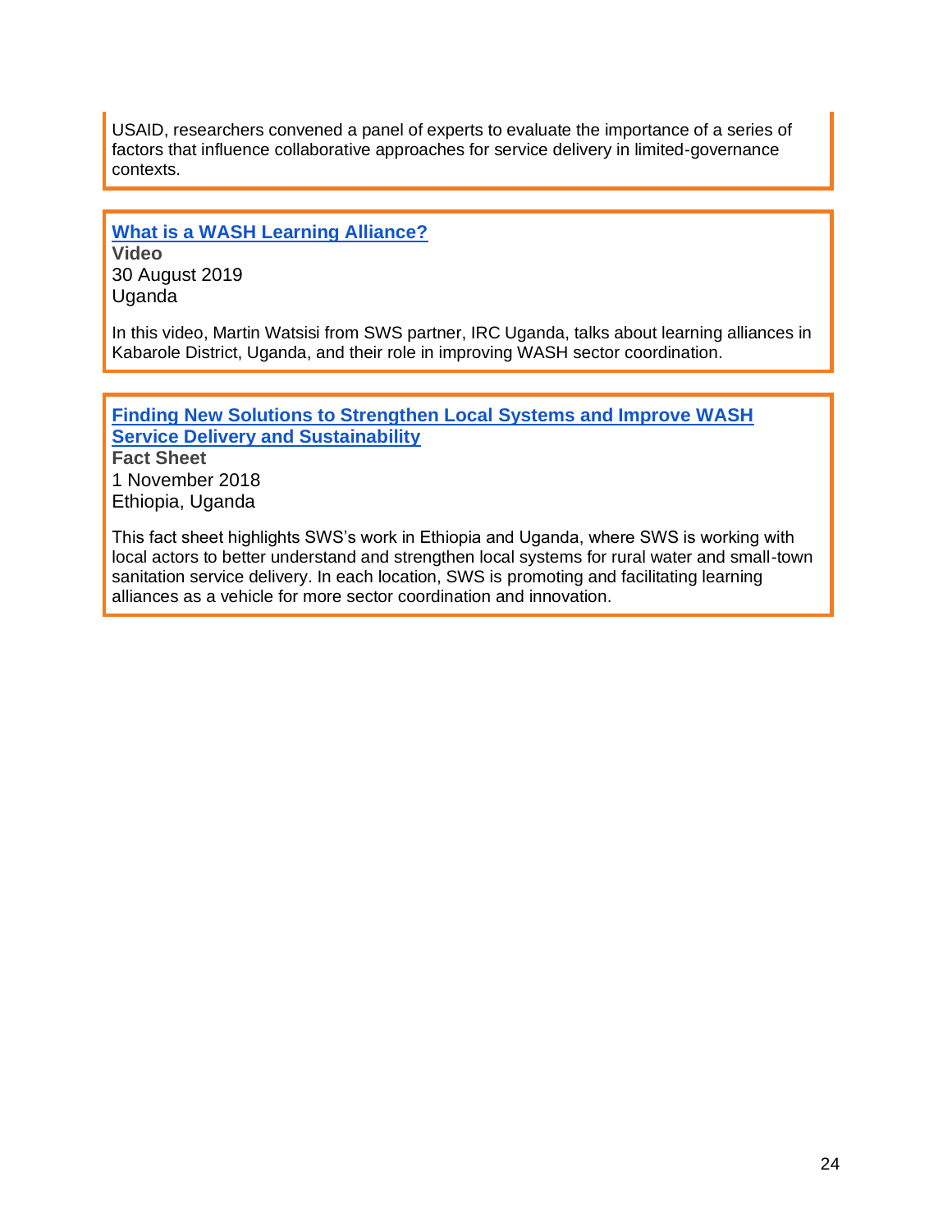USAID, researchers convened a panel of experts to evaluate the importance of a series of factors that influence collaborative approaches for service delivery in limited-governance contexts.

**What is a WASH Learning Alliance?**
**Video**
30 August 2019
Uganda

In this video, Martin Watsisi from SWS partner, IRC Uganda, talks about learning alliances in Kabarole District, Uganda, and their role in improving WASH sector coordination.

**Finding New Solutions to Strengthen Local Systems and Improve WASH Service Delivery and Sustainability**
**Fact Sheet**
1 November 2018
Ethiopia, Uganda

This fact sheet highlights SWS's work in Ethiopia and Uganda, where SWS is working with local actors to better understand and strengthen local systems for rural water and small-town sanitation service delivery. In each location, SWS is promoting and facilitating learning alliances as a vehicle for more sector coordination and innovation.